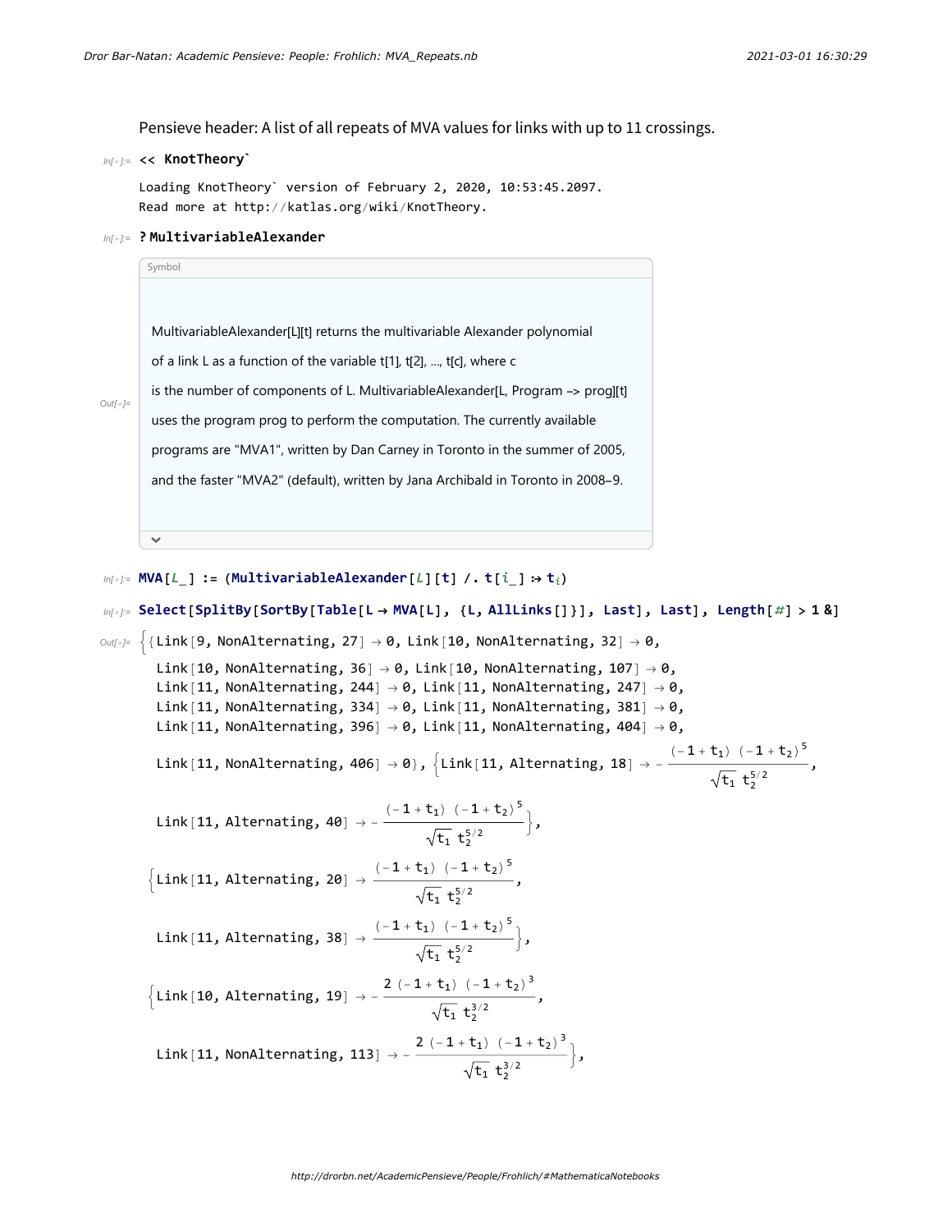Pensieve header: A list of all repeats of MVA values for links with up to 11 crossings.

```
In[]:= << KnotTheory`
```

```
Loading KnotTheory` version of February 2, 2020, 10:53:45.2097.
Read more at http://katlas.org/wiki/KnotTheory.
```

```
In[]:= ?MultivariableAlexander
```

Symbol

MultivariableAlexander[L][t] returns the multivariable Alexander polynomial of a link L as a function of the variable t[1], t[2], ..., t[c], where c is the number of components of L. MultivariableAlexander[L, Program -> prog][t] uses the program prog to perform the computation. The currently available programs are "MVA1", written by Dan Carney in Toronto in the summer of 2005, and the faster "MVA2" (default), written by Jana Archibald in Toronto in 2008–9.

```
In[]:= MVA[L_] := (MultivariableAlexander[L][t] /. t[i_] :> t_i)
```

```
In[]:= Select[SplitBy[SortBy[Table[L → MVA[L], {L, AllLinks[]}], Last], Last], Length[#] > 1 &]
```

Out[]= {{Link[9, NonAlternating, 27] → 0, Link[10, NonAlternating, 32] → 0, Link[10, NonAlternating, 36] → 0, Link[10, NonAlternating, 107] → 0, Link[11, NonAlternating, 244] → 0, Link[11, NonAlternating, 247] → 0, Link[11, NonAlternating, 334] → 0, Link[11, NonAlternating, 381] → 0, Link[11, NonAlternating, 396] → 0, Link[11, NonAlternating, 404] → 0, Link[11, NonAlternating, 406] → 0},

{Link[11, Alternating, 18] → $-\frac{(-1+t_1)\,(-1+t_2)^5}{\sqrt{t_1}\,t_2^{5/2}}$,

Link[11, Alternating, 40] → $-\frac{(-1+t_1)\,(-1+t_2)^5}{\sqrt{t_1}\,t_2^{5/2}}$},

{Link[11, Alternating, 20] → $\frac{(-1+t_1)\,(-1+t_2)^5}{\sqrt{t_1}\,t_2^{5/2}}$,

Link[11, Alternating, 38] → $\frac{(-1+t_1)\,(-1+t_2)^5}{\sqrt{t_1}\,t_2^{5/2}}$},

{Link[10, Alternating, 19] → $-\frac{2\,(-1+t_1)\,(-1+t_2)^3}{\sqrt{t_1}\,t_2^{3/2}}$,

Link[11, NonAlternating, 113] → $-\frac{2\,(-1+t_1)\,(-1+t_2)^3}{\sqrt{t_1}\,t_2^{3/2}}$},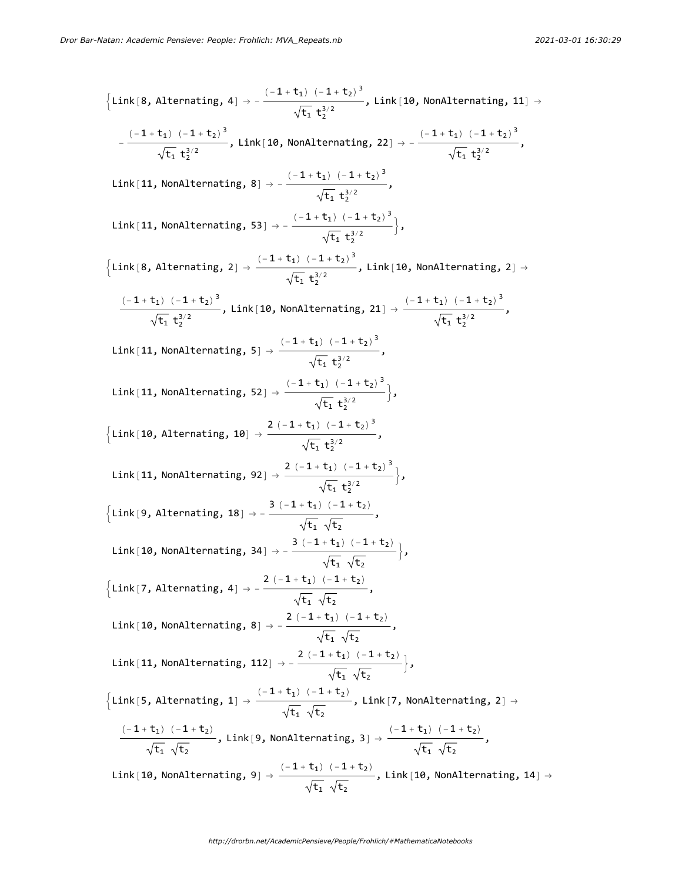$$\left\{\text{Link}[8, \text{Alternating}, 4] \to -\frac{(-1+t_1)\,(-1+t_2)^3}{\sqrt{t_1}\,t_2^{3/2}},\ \text{Link}[10, \text{NonAlternating}, 11] \to -\frac{(-1+t_1)\,(-1+t_2)^3}{\sqrt{t_1}\,t_2^{3/2}},\ \text{Link}[10, \text{NonAlternating}, 22] \to -\frac{(-1+t_1)\,(-1+t_2)^3}{\sqrt{t_1}\,t_2^{3/2}},\right.$$

$$\text{Link}[11, \text{NonAlternating}, 8] \to -\frac{(-1+t_1)\,(-1+t_2)^3}{\sqrt{t_1}\,t_2^{3/2}},$$

$$\left.\text{Link}[11, \text{NonAlternating}, 53] \to -\frac{(-1+t_1)\,(-1+t_2)^3}{\sqrt{t_1}\,t_2^{3/2}}\right\},$$

$$\left\{\text{Link}[8, \text{Alternating}, 2] \to \frac{(-1+t_1)\,(-1+t_2)^3}{\sqrt{t_1}\,t_2^{3/2}},\ \text{Link}[10, \text{NonAlternating}, 2] \to \frac{(-1+t_1)\,(-1+t_2)^3}{\sqrt{t_1}\,t_2^{3/2}},\ \text{Link}[10, \text{NonAlternating}, 21] \to \frac{(-1+t_1)\,(-1+t_2)^3}{\sqrt{t_1}\,t_2^{3/2}},\right.$$

$$\text{Link}[11, \text{NonAlternating}, 5] \to \frac{(-1+t_1)\,(-1+t_2)^3}{\sqrt{t_1}\,t_2^{3/2}},$$

$$\left.\text{Link}[11, \text{NonAlternating}, 52] \to \frac{(-1+t_1)\,(-1+t_2)^3}{\sqrt{t_1}\,t_2^{3/2}}\right\},$$

$$\left\{\text{Link}[10, \text{Alternating}, 10] \to \frac{2\,(-1+t_1)\,(-1+t_2)^3}{\sqrt{t_1}\,t_2^{3/2}},\right.$$

$$\left.\text{Link}[11, \text{NonAlternating}, 92] \to \frac{2\,(-1+t_1)\,(-1+t_2)^3}{\sqrt{t_1}\,t_2^{3/2}}\right\},$$

$$\left\{\text{Link}[9, \text{Alternating}, 18] \to -\frac{3\,(-1+t_1)\,(-1+t_2)}{\sqrt{t_1}\,\sqrt{t_2}},\right.$$

$$\left.\text{Link}[10, \text{NonAlternating}, 34] \to -\frac{3\,(-1+t_1)\,(-1+t_2)}{\sqrt{t_1}\,\sqrt{t_2}}\right\},$$

$$\left\{\text{Link}[7, \text{Alternating}, 4] \to -\frac{2\,(-1+t_1)\,(-1+t_2)}{\sqrt{t_1}\,\sqrt{t_2}},\right.$$

$$\text{Link}[10, \text{NonAlternating}, 8] \to -\frac{2\,(-1+t_1)\,(-1+t_2)}{\sqrt{t_1}\,\sqrt{t_2}},$$

$$\left.\text{Link}[11, \text{NonAlternating}, 112] \to -\frac{2\,(-1+t_1)\,(-1+t_2)}{\sqrt{t_1}\,\sqrt{t_2}}\right\},$$

$$\left\{\text{Link}[5, \text{Alternating}, 1] \to \frac{(-1+t_1)\,(-1+t_2)}{\sqrt{t_1}\,\sqrt{t_2}},\ \text{Link}[7, \text{NonAlternating}, 2] \to \frac{(-1+t_1)\,(-1+t_2)}{\sqrt{t_1}\,\sqrt{t_2}},\ \text{Link}[9, \text{NonAlternating}, 3] \to \frac{(-1+t_1)\,(-1+t_2)}{\sqrt{t_1}\,\sqrt{t_2}},\right.$$

$$\text{Link}[10, \text{NonAlternating}, 9] \to \frac{(-1+t_1)\,(-1+t_2)}{\sqrt{t_1}\,\sqrt{t_2}},\ \text{Link}[10, \text{NonAlternating}, 14] \to$$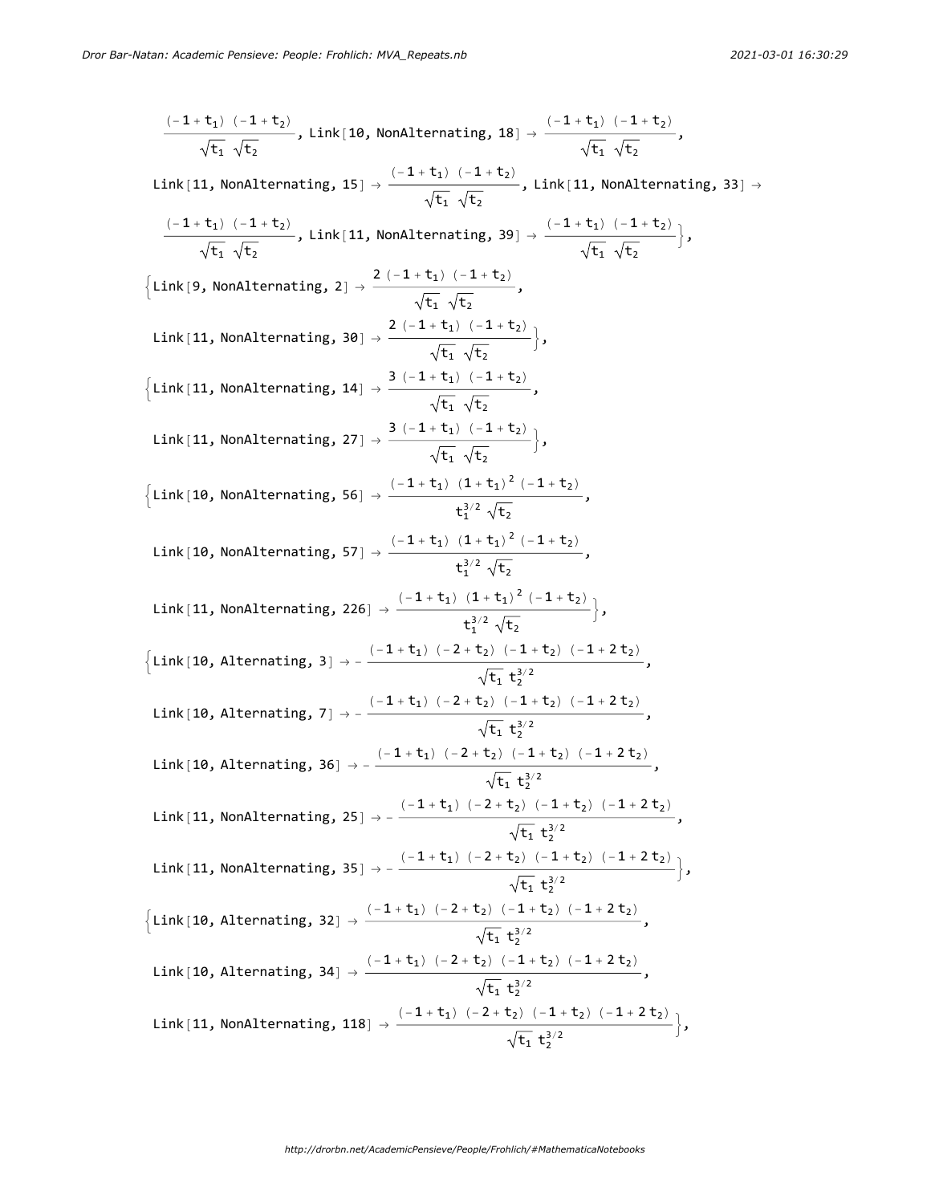$\frac{(-1+t_1)\,(-1+t_2)}{\sqrt{t_1}\,\sqrt{t_2}}$, Link[10, NonAlternating, 18] → $\frac{(-1+t_1)\,(-1+t_2)}{\sqrt{t_1}\,\sqrt{t_2}}$,

Link[11, NonAlternating, 15] → $\frac{(-1+t_1)\,(-1+t_2)}{\sqrt{t_1}\,\sqrt{t_2}}$, Link[11, NonAlternating, 33] →

$\frac{(-1+t_1)\,(-1+t_2)}{\sqrt{t_1}\,\sqrt{t_2}}$, Link[11, NonAlternating, 39] → $\frac{(-1+t_1)\,(-1+t_2)}{\sqrt{t_1}\,\sqrt{t_2}}$},

{Link[9, NonAlternating, 2] → $\frac{2\,(-1+t_1)\,(-1+t_2)}{\sqrt{t_1}\,\sqrt{t_2}}$,

Link[11, NonAlternating, 30] → $\frac{2\,(-1+t_1)\,(-1+t_2)}{\sqrt{t_1}\,\sqrt{t_2}}$},

{Link[11, NonAlternating, 14] → $\frac{3\,(-1+t_1)\,(-1+t_2)}{\sqrt{t_1}\,\sqrt{t_2}}$,

Link[11, NonAlternating, 27] → $\frac{3\,(-1+t_1)\,(-1+t_2)}{\sqrt{t_1}\,\sqrt{t_2}}$},

{Link[10, NonAlternating, 56] → $\frac{(-1+t_1)\,(1+t_1)^2\,(-1+t_2)}{t_1^{3/2}\,\sqrt{t_2}}$,

Link[10, NonAlternating, 57] → $\frac{(-1+t_1)\,(1+t_1)^2\,(-1+t_2)}{t_1^{3/2}\,\sqrt{t_2}}$,

Link[11, NonAlternating, 226] → $\frac{(-1+t_1)\,(1+t_1)^2\,(-1+t_2)}{t_1^{3/2}\,\sqrt{t_2}}$},

{Link[10, Alternating, 3] → $-\frac{(-1+t_1)\,(-2+t_2)\,(-1+t_2)\,(-1+2\,t_2)}{\sqrt{t_1}\,t_2^{3/2}}$,

Link[10, Alternating, 7] → $-\frac{(-1+t_1)\,(-2+t_2)\,(-1+t_2)\,(-1+2\,t_2)}{\sqrt{t_1}\,t_2^{3/2}}$,

Link[10, Alternating, 36] → $-\frac{(-1+t_1)\,(-2+t_2)\,(-1+t_2)\,(-1+2\,t_2)}{\sqrt{t_1}\,t_2^{3/2}}$,

Link[11, NonAlternating, 25] → $-\frac{(-1+t_1)\,(-2+t_2)\,(-1+t_2)\,(-1+2\,t_2)}{\sqrt{t_1}\,t_2^{3/2}}$,

Link[11, NonAlternating, 35] → $-\frac{(-1+t_1)\,(-2+t_2)\,(-1+t_2)\,(-1+2\,t_2)}{\sqrt{t_1}\,t_2^{3/2}}$},

{Link[10, Alternating, 32] → $\frac{(-1+t_1)\,(-2+t_2)\,(-1+t_2)\,(-1+2\,t_2)}{\sqrt{t_1}\,t_2^{3/2}}$,

Link[10, Alternating, 34] → $\frac{(-1+t_1)\,(-2+t_2)\,(-1+t_2)\,(-1+2\,t_2)}{\sqrt{t_1}\,t_2^{3/2}}$,

Link[11, NonAlternating, 118] → $\frac{(-1+t_1)\,(-2+t_2)\,(-1+t_2)\,(-1+2\,t_2)}{\sqrt{t_1}\,t_2^{3/2}}$},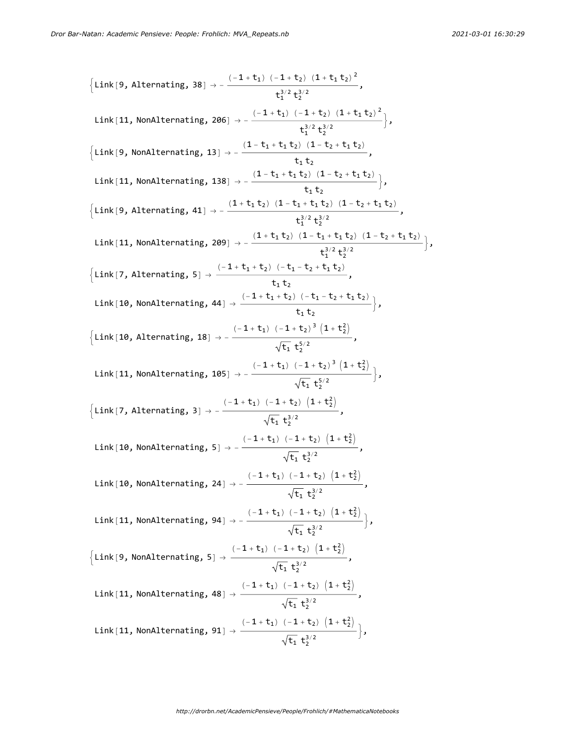$$\left\{\text{Link[9, Alternating, 38]} \to -\frac{(-1+t_1)(-1+t_2)(1+t_1 t_2)^2}{t_1^{3/2}\, t_2^{3/2}},\right.$$

$$\left.\text{Link[11, NonAlternating, 206]} \to -\frac{(-1+t_1)(-1+t_2)(1+t_1 t_2)^2}{t_1^{3/2}\, t_2^{3/2}}\right\},$$

$$\left\{\text{Link[9, NonAlternating, 13]} \to -\frac{(1-t_1+t_1 t_2)(1-t_2+t_1 t_2)}{t_1 t_2},\right.$$

$$\left.\text{Link[11, NonAlternating, 138]} \to -\frac{(1-t_1+t_1 t_2)(1-t_2+t_1 t_2)}{t_1 t_2}\right\},$$

$$\left\{\text{Link[9, Alternating, 41]} \to -\frac{(1+t_1 t_2)(1-t_1+t_1 t_2)(1-t_2+t_1 t_2)}{t_1^{3/2}\, t_2^{3/2}},\right.$$

$$\left.\text{Link[11, NonAlternating, 209]} \to -\frac{(1+t_1 t_2)(1-t_1+t_1 t_2)(1-t_2+t_1 t_2)}{t_1^{3/2}\, t_2^{3/2}}\right\},$$

$$\left\{\text{Link[7, Alternating, 5]} \to \frac{(-1+t_1+t_2)(-t_1-t_2+t_1 t_2)}{t_1 t_2},\right.$$

$$\left.\text{Link[10, NonAlternating, 44]} \to \frac{(-1+t_1+t_2)(-t_1-t_2+t_1 t_2)}{t_1 t_2}\right\},$$

$$\left\{\text{Link[10, Alternating, 18]} \to -\frac{(-1+t_1)(-1+t_2)^3\left(1+t_2^2\right)}{\sqrt{t_1}\, t_2^{5/2}},\right.$$

$$\left.\text{Link[11, NonAlternating, 105]} \to -\frac{(-1+t_1)(-1+t_2)^3\left(1+t_2^2\right)}{\sqrt{t_1}\, t_2^{5/2}}\right\},$$

$$\left\{\text{Link[7, Alternating, 3]} \to -\frac{(-1+t_1)(-1+t_2)\left(1+t_2^2\right)}{\sqrt{t_1}\, t_2^{3/2}},\right.$$

$$\text{Link[10, NonAlternating, 5]} \to -\frac{(-1+t_1)(-1+t_2)\left(1+t_2^2\right)}{\sqrt{t_1}\, t_2^{3/2}},$$

$$\text{Link[10, NonAlternating, 24]} \to -\frac{(-1+t_1)(-1+t_2)\left(1+t_2^2\right)}{\sqrt{t_1}\, t_2^{3/2}},$$

$$\left.\text{Link[11, NonAlternating, 94]} \to -\frac{(-1+t_1)(-1+t_2)\left(1+t_2^2\right)}{\sqrt{t_1}\, t_2^{3/2}}\right\},$$

$$\left\{\text{Link[9, NonAlternating, 5]} \to \frac{(-1+t_1)(-1+t_2)\left(1+t_2^2\right)}{\sqrt{t_1}\, t_2^{3/2}},\right.$$

$$\text{Link[11, NonAlternating, 48]} \to \frac{(-1+t_1)(-1+t_2)\left(1+t_2^2\right)}{\sqrt{t_1}\, t_2^{3/2}},$$

$$\left.\text{Link[11, NonAlternating, 91]} \to \frac{(-1+t_1)(-1+t_2)\left(1+t_2^2\right)}{\sqrt{t_1}\, t_2^{3/2}}\right\},$$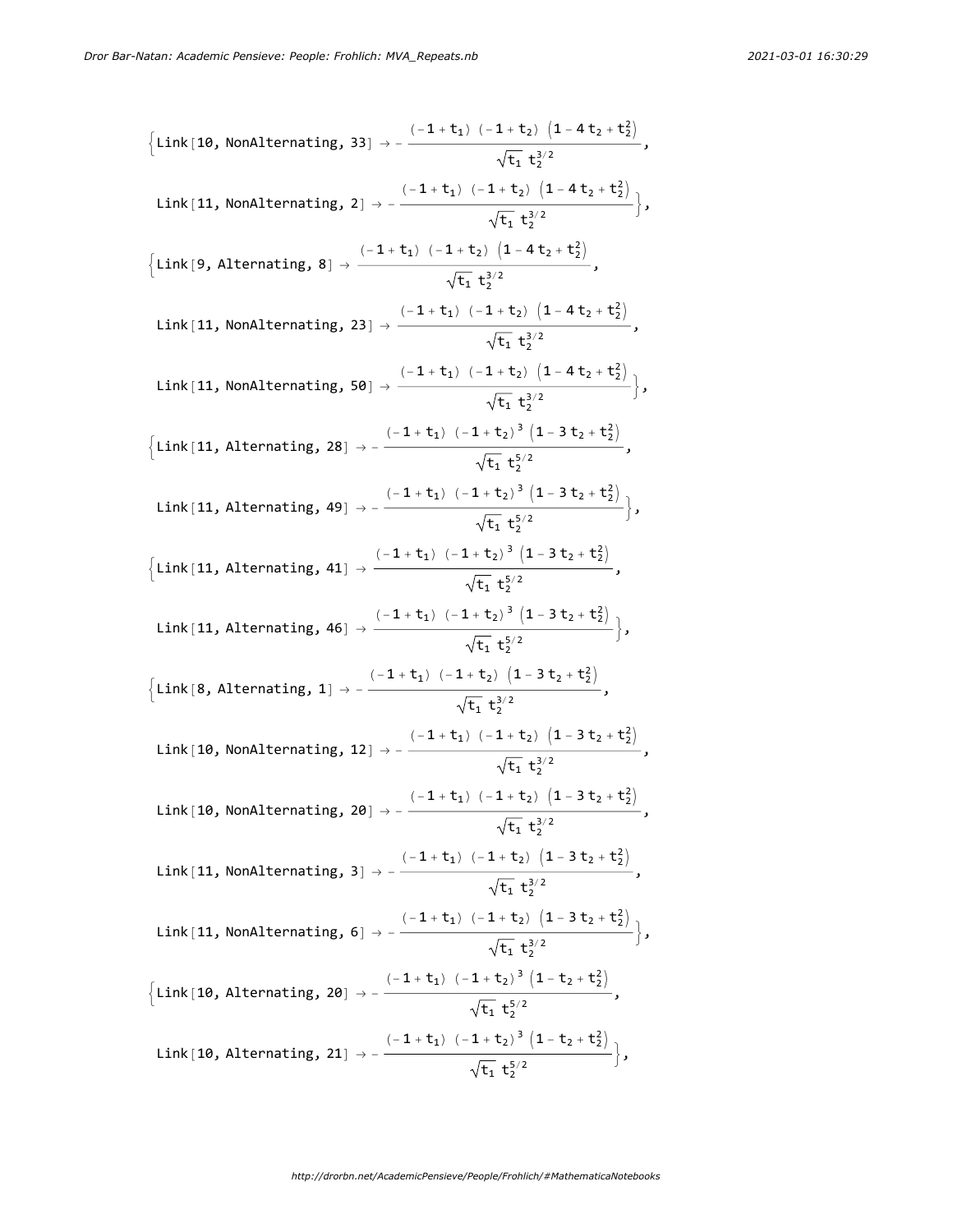$$\left\{\text{Link}[10,\text{NonAlternating},33]\to -\frac{(-1+t_1)\,(-1+t_2)\,\left(1-4\,t_2+t_2^2\right)}{\sqrt{t_1}\,t_2^{3/2}},\right.$$

$$\left.\text{Link}[11,\text{NonAlternating},2]\to -\frac{(-1+t_1)\,(-1+t_2)\,\left(1-4\,t_2+t_2^2\right)}{\sqrt{t_1}\,t_2^{3/2}}\right\},$$

$$\left\{\text{Link}[9,\text{Alternating},8]\to \frac{(-1+t_1)\,(-1+t_2)\,\left(1-4\,t_2+t_2^2\right)}{\sqrt{t_1}\,t_2^{3/2}},\right.$$

$$\text{Link}[11,\text{NonAlternating},23]\to \frac{(-1+t_1)\,(-1+t_2)\,\left(1-4\,t_2+t_2^2\right)}{\sqrt{t_1}\,t_2^{3/2}},$$

$$\left.\text{Link}[11,\text{NonAlternating},50]\to \frac{(-1+t_1)\,(-1+t_2)\,\left(1-4\,t_2+t_2^2\right)}{\sqrt{t_1}\,t_2^{3/2}}\right\},$$

$$\left\{\text{Link}[11,\text{Alternating},28]\to -\frac{(-1+t_1)\,(-1+t_2)^3\,\left(1-3\,t_2+t_2^2\right)}{\sqrt{t_1}\,t_2^{5/2}},\right.$$

$$\left.\text{Link}[11,\text{Alternating},49]\to -\frac{(-1+t_1)\,(-1+t_2)^3\,\left(1-3\,t_2+t_2^2\right)}{\sqrt{t_1}\,t_2^{5/2}}\right\},$$

$$\left\{\text{Link}[11,\text{Alternating},41]\to \frac{(-1+t_1)\,(-1+t_2)^3\,\left(1-3\,t_2+t_2^2\right)}{\sqrt{t_1}\,t_2^{5/2}},\right.$$

$$\left.\text{Link}[11,\text{Alternating},46]\to \frac{(-1+t_1)\,(-1+t_2)^3\,\left(1-3\,t_2+t_2^2\right)}{\sqrt{t_1}\,t_2^{5/2}}\right\},$$

$$\left\{\text{Link}[8,\text{Alternating},1]\to -\frac{(-1+t_1)\,(-1+t_2)\,\left(1-3\,t_2+t_2^2\right)}{\sqrt{t_1}\,t_2^{3/2}},\right.$$

$$\text{Link}[10,\text{NonAlternating},12]\to -\frac{(-1+t_1)\,(-1+t_2)\,\left(1-3\,t_2+t_2^2\right)}{\sqrt{t_1}\,t_2^{3/2}},$$

$$\text{Link}[10,\text{NonAlternating},20]\to -\frac{(-1+t_1)\,(-1+t_2)\,\left(1-3\,t_2+t_2^2\right)}{\sqrt{t_1}\,t_2^{3/2}},$$

$$\text{Link}[11,\text{NonAlternating},3]\to -\frac{(-1+t_1)\,(-1+t_2)\,\left(1-3\,t_2+t_2^2\right)}{\sqrt{t_1}\,t_2^{3/2}},$$

$$\left.\text{Link}[11,\text{NonAlternating},6]\to -\frac{(-1+t_1)\,(-1+t_2)\,\left(1-3\,t_2+t_2^2\right)}{\sqrt{t_1}\,t_2^{3/2}}\right\},$$

$$\left\{\text{Link}[10,\text{Alternating},20]\to -\frac{(-1+t_1)\,(-1+t_2)^3\,\left(1-t_2+t_2^2\right)}{\sqrt{t_1}\,t_2^{5/2}},\right.$$

$$\left.\text{Link}[10,\text{Alternating},21]\to -\frac{(-1+t_1)\,(-1+t_2)^3\,\left(1-t_2+t_2^2\right)}{\sqrt{t_1}\,t_2^{5/2}}\right\},$$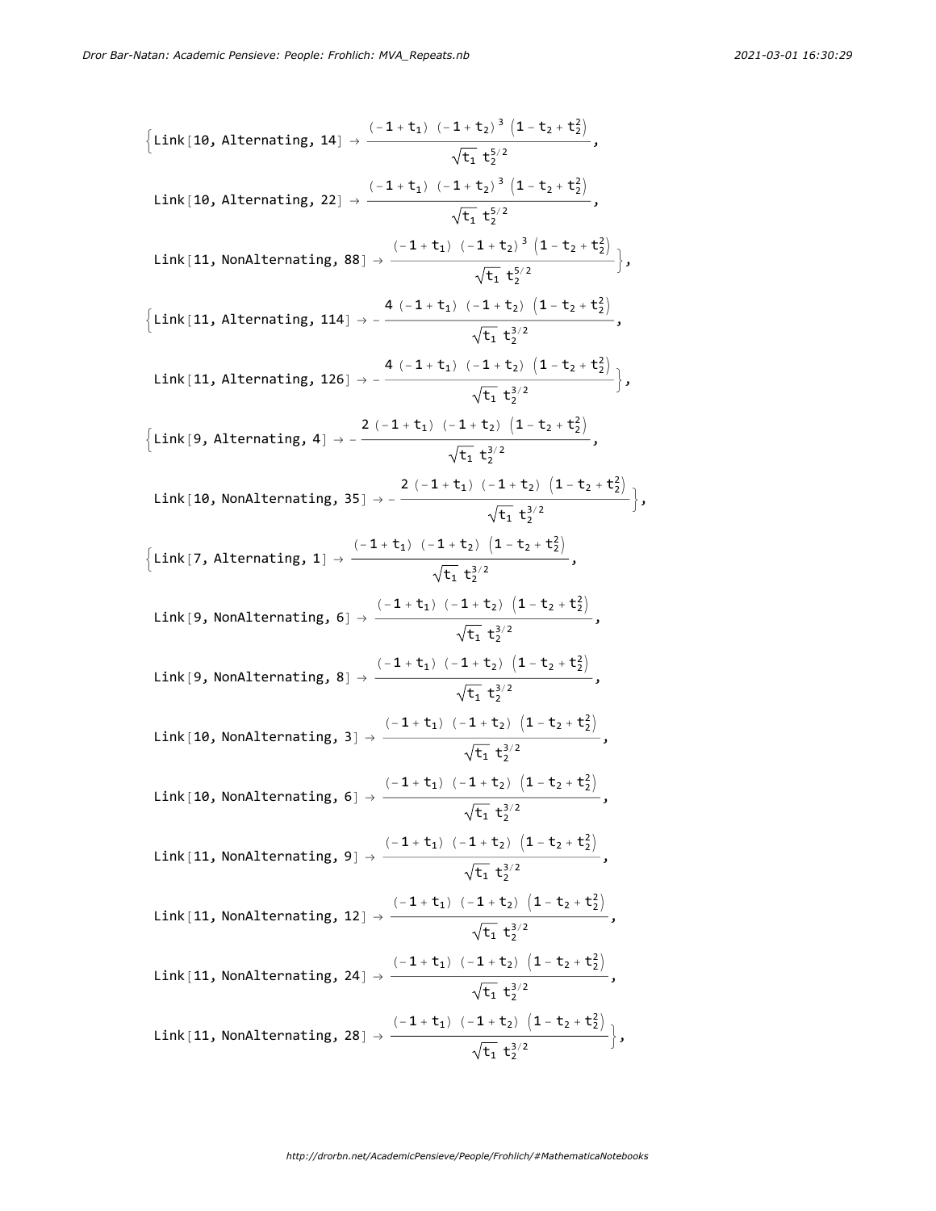$$\left\{\text{Link}[10, \text{Alternating}, 14] \to \frac{(-1+t_1)\,(-1+t_2)^3\,\left(1-t_2+t_2^2\right)}{\sqrt{t_1}\;t_2^{5/2}},\right.$$

$$\text{Link}[10, \text{Alternating}, 22] \to \frac{(-1+t_1)\,(-1+t_2)^3\,\left(1-t_2+t_2^2\right)}{\sqrt{t_1}\;t_2^{5/2}},$$

$$\left.\text{Link}[11, \text{NonAlternating}, 88] \to \frac{(-1+t_1)\,(-1+t_2)^3\,\left(1-t_2+t_2^2\right)}{\sqrt{t_1}\;t_2^{5/2}}\right\},$$

$$\left\{\text{Link}[11, \text{Alternating}, 114] \to -\frac{4\,(-1+t_1)\,(-1+t_2)\,\left(1-t_2+t_2^2\right)}{\sqrt{t_1}\;t_2^{3/2}},\right.$$

$$\left.\text{Link}[11, \text{Alternating}, 126] \to -\frac{4\,(-1+t_1)\,(-1+t_2)\,\left(1-t_2+t_2^2\right)}{\sqrt{t_1}\;t_2^{3/2}}\right\},$$

$$\left\{\text{Link}[9, \text{Alternating}, 4] \to -\frac{2\,(-1+t_1)\,(-1+t_2)\,\left(1-t_2+t_2^2\right)}{\sqrt{t_1}\;t_2^{3/2}},\right.$$

$$\left.\text{Link}[10, \text{NonAlternating}, 35] \to -\frac{2\,(-1+t_1)\,(-1+t_2)\,\left(1-t_2+t_2^2\right)}{\sqrt{t_1}\;t_2^{3/2}}\right\},$$

$$\left\{\text{Link}[7, \text{Alternating}, 1] \to \frac{(-1+t_1)\,(-1+t_2)\,\left(1-t_2+t_2^2\right)}{\sqrt{t_1}\;t_2^{3/2}},\right.$$

$$\text{Link}[9, \text{NonAlternating}, 6] \to \frac{(-1+t_1)\,(-1+t_2)\,\left(1-t_2+t_2^2\right)}{\sqrt{t_1}\;t_2^{3/2}},$$

$$\text{Link}[9, \text{NonAlternating}, 8] \to \frac{(-1+t_1)\,(-1+t_2)\,\left(1-t_2+t_2^2\right)}{\sqrt{t_1}\;t_2^{3/2}},$$

$$\text{Link}[10, \text{NonAlternating}, 3] \to \frac{(-1+t_1)\,(-1+t_2)\,\left(1-t_2+t_2^2\right)}{\sqrt{t_1}\;t_2^{3/2}},$$

$$\text{Link}[10, \text{NonAlternating}, 6] \to \frac{(-1+t_1)\,(-1+t_2)\,\left(1-t_2+t_2^2\right)}{\sqrt{t_1}\;t_2^{3/2}},$$

$$\text{Link}[11, \text{NonAlternating}, 9] \to \frac{(-1+t_1)\,(-1+t_2)\,\left(1-t_2+t_2^2\right)}{\sqrt{t_1}\;t_2^{3/2}},$$

$$\text{Link}[11, \text{NonAlternating}, 12] \to \frac{(-1+t_1)\,(-1+t_2)\,\left(1-t_2+t_2^2\right)}{\sqrt{t_1}\;t_2^{3/2}},$$

$$\text{Link}[11, \text{NonAlternating}, 24] \to \frac{(-1+t_1)\,(-1+t_2)\,\left(1-t_2+t_2^2\right)}{\sqrt{t_1}\;t_2^{3/2}},$$

$$\left.\text{Link}[11, \text{NonAlternating}, 28] \to \frac{(-1+t_1)\,(-1+t_2)\,\left(1-t_2+t_2^2\right)}{\sqrt{t_1}\;t_2^{3/2}}\right\},$$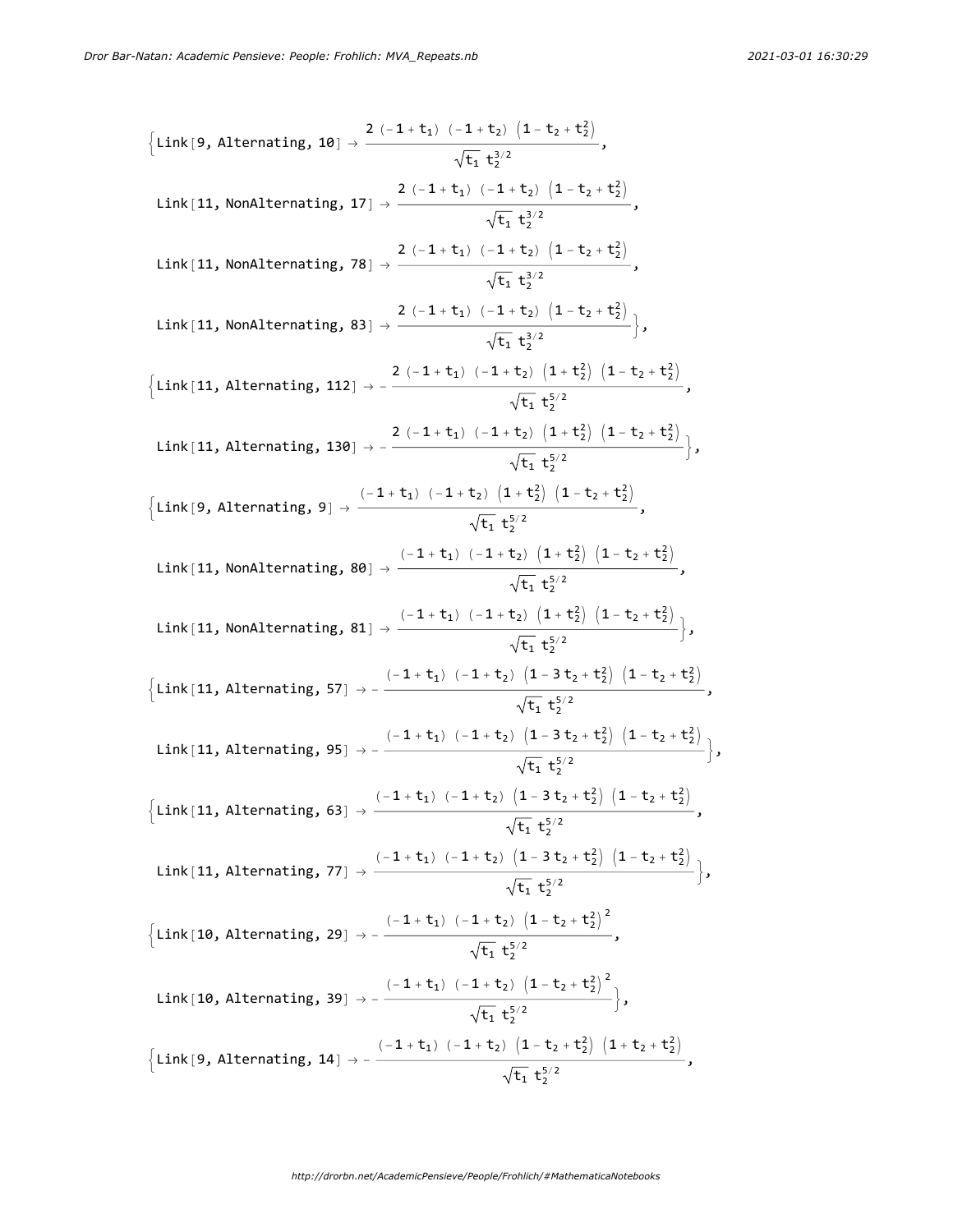$$\left\{\text{Link}[9, \text{Alternating}, 10] \to \frac{2\,(-1+t_1)\,(-1+t_2)\,\left(1-t_2+t_2^2\right)}{\sqrt{t_1}\,t_2^{3/2}},\right.$$

$$\text{Link}[11, \text{NonAlternating}, 17] \to \frac{2\,(-1+t_1)\,(-1+t_2)\,\left(1-t_2+t_2^2\right)}{\sqrt{t_1}\,t_2^{3/2}},$$

$$\text{Link}[11, \text{NonAlternating}, 78] \to \frac{2\,(-1+t_1)\,(-1+t_2)\,\left(1-t_2+t_2^2\right)}{\sqrt{t_1}\,t_2^{3/2}},$$

$$\left.\text{Link}[11, \text{NonAlternating}, 83] \to \frac{2\,(-1+t_1)\,(-1+t_2)\,\left(1-t_2+t_2^2\right)}{\sqrt{t_1}\,t_2^{3/2}}\right\},$$

$$\left\{\text{Link}[11, \text{Alternating}, 112] \to -\frac{2\,(-1+t_1)\,(-1+t_2)\,\left(1+t_2^2\right)\,\left(1-t_2+t_2^2\right)}{\sqrt{t_1}\,t_2^{5/2}},\right.$$

$$\left.\text{Link}[11, \text{Alternating}, 130] \to -\frac{2\,(-1+t_1)\,(-1+t_2)\,\left(1+t_2^2\right)\,\left(1-t_2+t_2^2\right)}{\sqrt{t_1}\,t_2^{5/2}}\right\},$$

$$\left\{\text{Link}[9, \text{Alternating}, 9] \to \frac{(-1+t_1)\,(-1+t_2)\,\left(1+t_2^2\right)\,\left(1-t_2+t_2^2\right)}{\sqrt{t_1}\,t_2^{5/2}},\right.$$

$$\text{Link}[11, \text{NonAlternating}, 80] \to \frac{(-1+t_1)\,(-1+t_2)\,\left(1+t_2^2\right)\,\left(1-t_2+t_2^2\right)}{\sqrt{t_1}\,t_2^{5/2}},$$

$$\left.\text{Link}[11, \text{NonAlternating}, 81] \to \frac{(-1+t_1)\,(-1+t_2)\,\left(1+t_2^2\right)\,\left(1-t_2+t_2^2\right)}{\sqrt{t_1}\,t_2^{5/2}}\right\},$$

$$\left\{\text{Link}[11, \text{Alternating}, 57] \to -\frac{(-1+t_1)\,(-1+t_2)\,\left(1-3\,t_2+t_2^2\right)\,\left(1-t_2+t_2^2\right)}{\sqrt{t_1}\,t_2^{5/2}},\right.$$

$$\left.\text{Link}[11, \text{Alternating}, 95] \to -\frac{(-1+t_1)\,(-1+t_2)\,\left(1-3\,t_2+t_2^2\right)\,\left(1-t_2+t_2^2\right)}{\sqrt{t_1}\,t_2^{5/2}}\right\},$$

$$\left\{\text{Link}[11, \text{Alternating}, 63] \to \frac{(-1+t_1)\,(-1+t_2)\,\left(1-3\,t_2+t_2^2\right)\,\left(1-t_2+t_2^2\right)}{\sqrt{t_1}\,t_2^{5/2}},\right.$$

$$\left.\text{Link}[11, \text{Alternating}, 77] \to \frac{(-1+t_1)\,(-1+t_2)\,\left(1-3\,t_2+t_2^2\right)\,\left(1-t_2+t_2^2\right)}{\sqrt{t_1}\,t_2^{5/2}}\right\},$$

$$\left\{\text{Link}[10, \text{Alternating}, 29] \to -\frac{(-1+t_1)\,(-1+t_2)\,\left(1-t_2+t_2^2\right)^2}{\sqrt{t_1}\,t_2^{5/2}},\right.$$

$$\left.\text{Link}[10, \text{Alternating}, 39] \to -\frac{(-1+t_1)\,(-1+t_2)\,\left(1-t_2+t_2^2\right)^2}{\sqrt{t_1}\,t_2^{5/2}}\right\},$$

$$\left\{\text{Link}[9, \text{Alternating}, 14] \to -\frac{(-1+t_1)\,(-1+t_2)\,\left(1-t_2+t_2^2\right)\,\left(1+t_2+t_2^2\right)}{\sqrt{t_1}\,t_2^{5/2}},\right.$$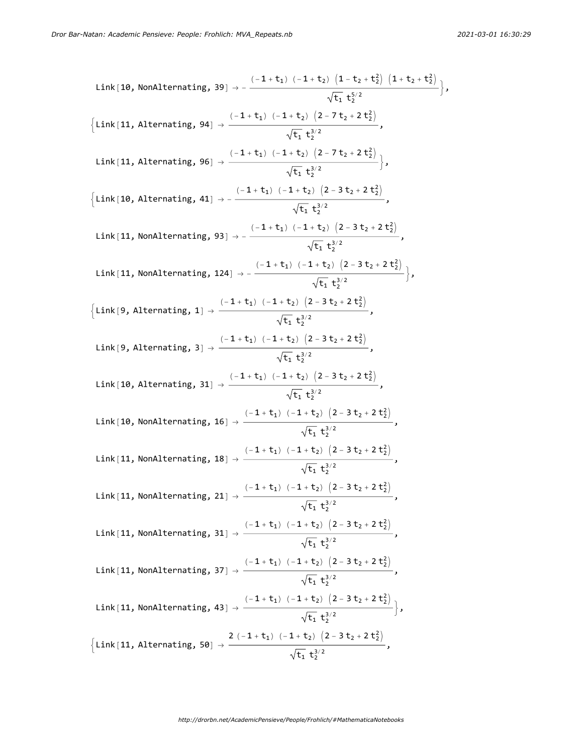Link[10, NonAlternating, 39] $\rightarrow -\frac{(-1+t_1)\ (-1+t_2)\ \left(1-t_2+t_2^2\right)\ \left(1+t_2+t_2^2\right)}{\sqrt{t_1}\ t_2^{5/2}}$},

{Link[11, Alternating, 94] $\rightarrow \frac{(-1+t_1)\ (-1+t_2)\ \left(2-7\,t_2+2\,t_2^2\right)}{\sqrt{t_1}\ t_2^{3/2}}$,

Link[11, Alternating, 96] $\rightarrow \frac{(-1+t_1)\ (-1+t_2)\ \left(2-7\,t_2+2\,t_2^2\right)}{\sqrt{t_1}\ t_2^{3/2}}$},

{Link[10, Alternating, 41] $\rightarrow -\frac{(-1+t_1)\ (-1+t_2)\ \left(2-3\,t_2+2\,t_2^2\right)}{\sqrt{t_1}\ t_2^{3/2}}$,

Link[11, NonAlternating, 93] $\rightarrow -\frac{(-1+t_1)\ (-1+t_2)\ \left(2-3\,t_2+2\,t_2^2\right)}{\sqrt{t_1}\ t_2^{3/2}}$,

Link[11, NonAlternating, 124] $\rightarrow -\frac{(-1+t_1)\ (-1+t_2)\ \left(2-3\,t_2+2\,t_2^2\right)}{\sqrt{t_1}\ t_2^{3/2}}$},

{Link[9, Alternating, 1] $\rightarrow \frac{(-1+t_1)\ (-1+t_2)\ \left(2-3\,t_2+2\,t_2^2\right)}{\sqrt{t_1}\ t_2^{3/2}}$,

Link[9, Alternating, 3] $\rightarrow \frac{(-1+t_1)\ (-1+t_2)\ \left(2-3\,t_2+2\,t_2^2\right)}{\sqrt{t_1}\ t_2^{3/2}}$,

Link[10, Alternating, 31] $\rightarrow \frac{(-1+t_1)\ (-1+t_2)\ \left(2-3\,t_2+2\,t_2^2\right)}{\sqrt{t_1}\ t_2^{3/2}}$,

Link[10, NonAlternating, 16] $\rightarrow \frac{(-1+t_1)\ (-1+t_2)\ \left(2-3\,t_2+2\,t_2^2\right)}{\sqrt{t_1}\ t_2^{3/2}}$,

Link[11, NonAlternating, 18] $\rightarrow \frac{(-1+t_1)\ (-1+t_2)\ \left(2-3\,t_2+2\,t_2^2\right)}{\sqrt{t_1}\ t_2^{3/2}}$,

Link[11, NonAlternating, 21] $\rightarrow \frac{(-1+t_1)\ (-1+t_2)\ \left(2-3\,t_2+2\,t_2^2\right)}{\sqrt{t_1}\ t_2^{3/2}}$,

Link[11, NonAlternating, 31] $\rightarrow \frac{(-1+t_1)\ (-1+t_2)\ \left(2-3\,t_2+2\,t_2^2\right)}{\sqrt{t_1}\ t_2^{3/2}}$,

Link[11, NonAlternating, 37] $\rightarrow \frac{(-1+t_1)\ (-1+t_2)\ \left(2-3\,t_2+2\,t_2^2\right)}{\sqrt{t_1}\ t_2^{3/2}}$,

Link[11, NonAlternating, 43] $\rightarrow \frac{(-1+t_1)\ (-1+t_2)\ \left(2-3\,t_2+2\,t_2^2\right)}{\sqrt{t_1}\ t_2^{3/2}}$},

{Link[11, Alternating, 50] $\rightarrow \frac{2\ (-1+t_1)\ (-1+t_2)\ \left(2-3\,t_2+2\,t_2^2\right)}{\sqrt{t_1}\ t_2^{3/2}}$,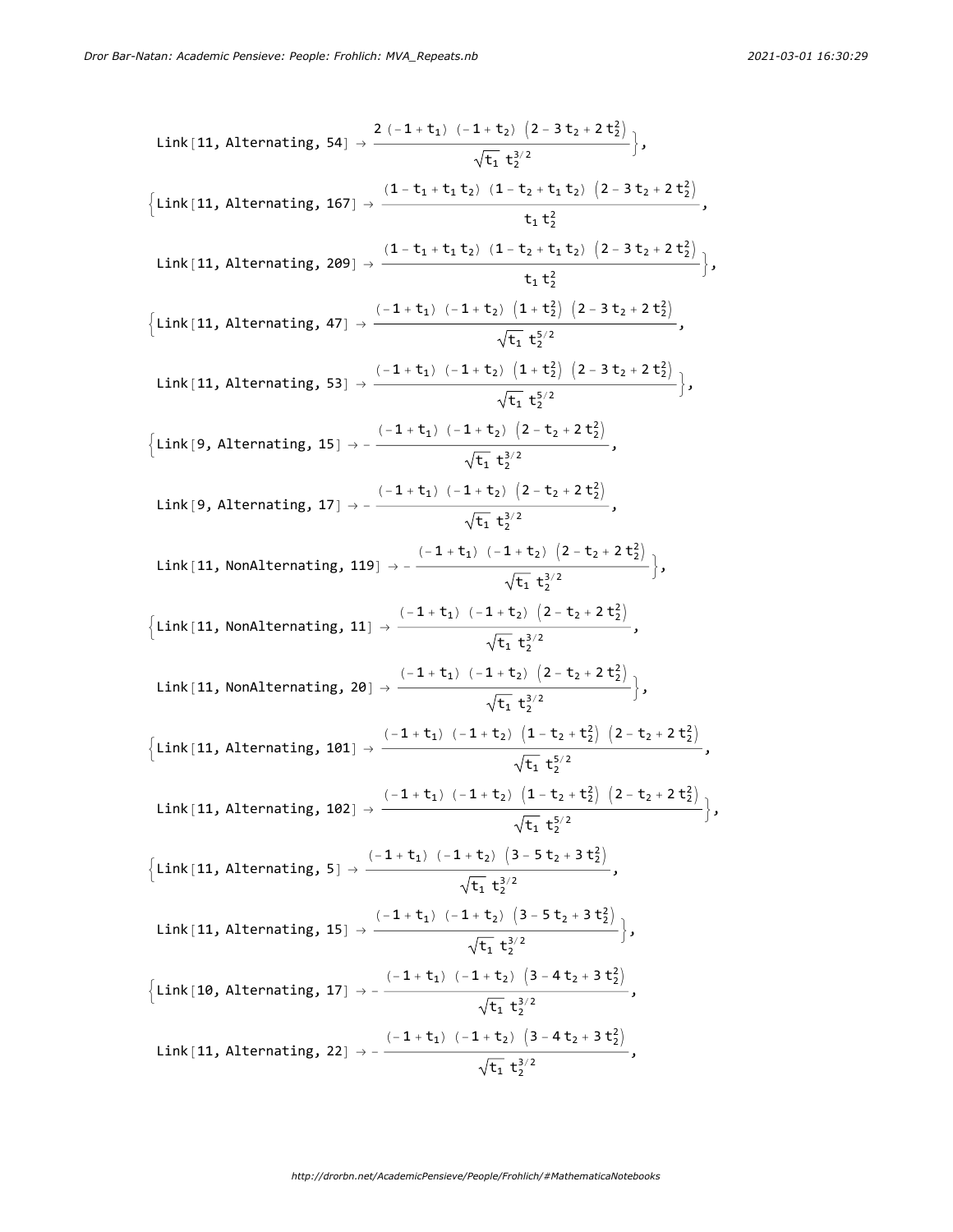$$\text{Link}[11, \text{Alternating}, 54] \to \frac{2\,(-1+t_1)\,(-1+t_2)\,\left(2-3\,t_2+2\,t_2^2\right)}{\sqrt{t_1}\;t_2^{3/2}}\Big\},$$

$$\Big\{\text{Link}[11, \text{Alternating}, 167] \to \frac{(1-t_1+t_1\,t_2)\,(1-t_2+t_1\,t_2)\,\left(2-3\,t_2+2\,t_2^2\right)}{t_1\,t_2^2},$$

$$\text{Link}[11, \text{Alternating}, 209] \to \frac{(1-t_1+t_1\,t_2)\,(1-t_2+t_1\,t_2)\,\left(2-3\,t_2+2\,t_2^2\right)}{t_1\,t_2^2}\Big\},$$

$$\Big\{\text{Link}[11, \text{Alternating}, 47] \to \frac{(-1+t_1)\,(-1+t_2)\,\left(1+t_2^2\right)\,\left(2-3\,t_2+2\,t_2^2\right)}{\sqrt{t_1}\;t_2^{5/2}},$$

$$\text{Link}[11, \text{Alternating}, 53] \to \frac{(-1+t_1)\,(-1+t_2)\,\left(1+t_2^2\right)\,\left(2-3\,t_2+2\,t_2^2\right)}{\sqrt{t_1}\;t_2^{5/2}}\Big\},$$

$$\Big\{\text{Link}[9, \text{Alternating}, 15] \to -\frac{(-1+t_1)\,(-1+t_2)\,\left(2-t_2+2\,t_2^2\right)}{\sqrt{t_1}\;t_2^{3/2}},$$

$$\text{Link}[9, \text{Alternating}, 17] \to -\frac{(-1+t_1)\,(-1+t_2)\,\left(2-t_2+2\,t_2^2\right)}{\sqrt{t_1}\;t_2^{3/2}},$$

$$\text{Link}[11, \text{NonAlternating}, 119] \to -\frac{(-1+t_1)\,(-1+t_2)\,\left(2-t_2+2\,t_2^2\right)}{\sqrt{t_1}\;t_2^{3/2}}\Big\},$$

$$\Big\{\text{Link}[11, \text{NonAlternating}, 11] \to \frac{(-1+t_1)\,(-1+t_2)\,\left(2-t_2+2\,t_2^2\right)}{\sqrt{t_1}\;t_2^{3/2}},$$

$$\text{Link}[11, \text{NonAlternating}, 20] \to \frac{(-1+t_1)\,(-1+t_2)\,\left(2-t_2+2\,t_2^2\right)}{\sqrt{t_1}\;t_2^{3/2}}\Big\},$$

$$\Big\{\text{Link}[11, \text{Alternating}, 101] \to \frac{(-1+t_1)\,(-1+t_2)\,\left(1-t_2+t_2^2\right)\,\left(2-t_2+2\,t_2^2\right)}{\sqrt{t_1}\;t_2^{5/2}},$$

$$\text{Link}[11, \text{Alternating}, 102] \to \frac{(-1+t_1)\,(-1+t_2)\,\left(1-t_2+t_2^2\right)\,\left(2-t_2+2\,t_2^2\right)}{\sqrt{t_1}\;t_2^{5/2}}\Big\},$$

$$\Big\{\text{Link}[11, \text{Alternating}, 5] \to \frac{(-1+t_1)\,(-1+t_2)\,\left(3-5\,t_2+3\,t_2^2\right)}{\sqrt{t_1}\;t_2^{3/2}},$$

$$\text{Link}[11, \text{Alternating}, 15] \to \frac{(-1+t_1)\,(-1+t_2)\,\left(3-5\,t_2+3\,t_2^2\right)}{\sqrt{t_1}\;t_2^{3/2}}\Big\},$$

$$\Big\{\text{Link}[10, \text{Alternating}, 17] \to -\frac{(-1+t_1)\,(-1+t_2)\,\left(3-4\,t_2+3\,t_2^2\right)}{\sqrt{t_1}\;t_2^{3/2}},$$

$$\text{Link}[11, \text{Alternating}, 22] \to -\frac{(-1+t_1)\,(-1+t_2)\,\left(3-4\,t_2+3\,t_2^2\right)}{\sqrt{t_1}\;t_2^{3/2}},$$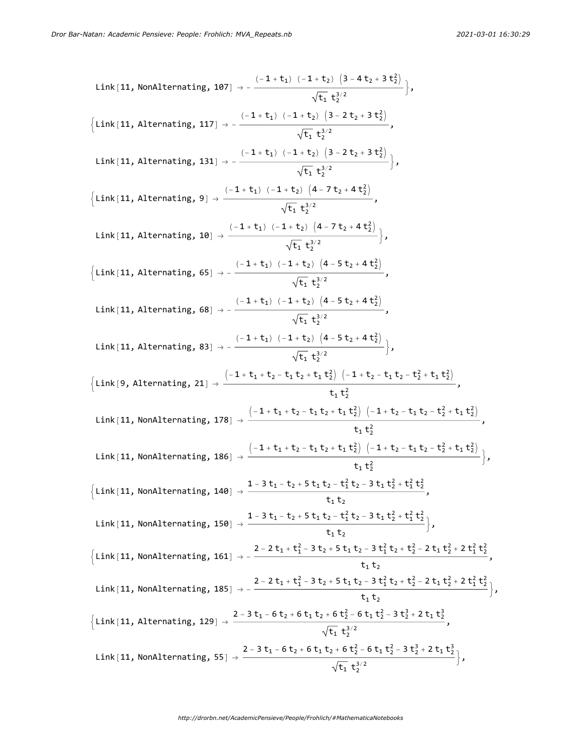$$\text{Link}[11, \text{NonAlternating}, 107] \to -\frac{(-1+t_1)\,(-1+t_2)\,\left(3-4\,t_2+3\,t_2^2\right)}{\sqrt{t_1}\,t_2^{3/2}}\Big\},$$

$$\Big\{\text{Link}[11, \text{Alternating}, 117] \to -\frac{(-1+t_1)\,(-1+t_2)\,\left(3-2\,t_2+3\,t_2^2\right)}{\sqrt{t_1}\,t_2^{3/2}},$$

$$\text{Link}[11, \text{Alternating}, 131] \to -\frac{(-1+t_1)\,(-1+t_2)\,\left(3-2\,t_2+3\,t_2^2\right)}{\sqrt{t_1}\,t_2^{3/2}}\Big\},$$

$$\Big\{\text{Link}[11, \text{Alternating}, 9] \to \frac{(-1+t_1)\,(-1+t_2)\,\left(4-7\,t_2+4\,t_2^2\right)}{\sqrt{t_1}\,t_2^{3/2}},$$

$$\text{Link}[11, \text{Alternating}, 10] \to \frac{(-1+t_1)\,(-1+t_2)\,\left(4-7\,t_2+4\,t_2^2\right)}{\sqrt{t_1}\,t_2^{3/2}}\Big\},$$

$$\Big\{\text{Link}[11, \text{Alternating}, 65] \to -\frac{(-1+t_1)\,(-1+t_2)\,\left(4-5\,t_2+4\,t_2^2\right)}{\sqrt{t_1}\,t_2^{3/2}},$$

$$\text{Link}[11, \text{Alternating}, 68] \to -\frac{(-1+t_1)\,(-1+t_2)\,\left(4-5\,t_2+4\,t_2^2\right)}{\sqrt{t_1}\,t_2^{3/2}},$$

$$\text{Link}[11, \text{Alternating}, 83] \to -\frac{(-1+t_1)\,(-1+t_2)\,\left(4-5\,t_2+4\,t_2^2\right)}{\sqrt{t_1}\,t_2^{3/2}}\Big\},$$

$$\Big\{\text{Link}[9, \text{Alternating}, 21] \to \frac{\left(-1+t_1+t_2-t_1\,t_2+t_1\,t_2^2\right)\,\left(-1+t_2-t_1\,t_2-t_2^2+t_1\,t_2^2\right)}{t_1\,t_2^2},$$

$$\text{Link}[11, \text{NonAlternating}, 178] \to \frac{\left(-1+t_1+t_2-t_1\,t_2+t_1\,t_2^2\right)\,\left(-1+t_2-t_1\,t_2-t_2^2+t_1\,t_2^2\right)}{t_1\,t_2^2},$$

$$\text{Link}[11, \text{NonAlternating}, 186] \to \frac{\left(-1+t_1+t_2-t_1\,t_2+t_1\,t_2^2\right)\,\left(-1+t_2-t_1\,t_2-t_2^2+t_1\,t_2^2\right)}{t_1\,t_2^2}\Big\},$$

$$\Big\{\text{Link}[11, \text{NonAlternating}, 140] \to \frac{1-3\,t_1-t_2+5\,t_1\,t_2-t_1^2\,t_2-3\,t_1\,t_2^2+t_1^2\,t_2^2}{t_1\,t_2},$$

$$\text{Link}[11, \text{NonAlternating}, 150] \to \frac{1-3\,t_1-t_2+5\,t_1\,t_2-t_1^2\,t_2-3\,t_1\,t_2^2+t_1^2\,t_2^2}{t_1\,t_2}\Big\},$$

$$\Big\{\text{Link}[11, \text{NonAlternating}, 161] \to -\frac{2-2\,t_1+t_1^2-3\,t_2+5\,t_1\,t_2-3\,t_1^2\,t_2+t_2^2-2\,t_1\,t_2^2+2\,t_1^2\,t_2^2}{t_1\,t_2},$$

$$\text{Link}[11, \text{NonAlternating}, 185] \to -\frac{2-2\,t_1+t_1^2-3\,t_2+5\,t_1\,t_2-3\,t_1^2\,t_2+t_2^2-2\,t_1\,t_2^2+2\,t_1^2\,t_2^2}{t_1\,t_2}\Big\},$$

$$\Big\{\text{Link}[11, \text{Alternating}, 129] \to \frac{2-3\,t_1-6\,t_2+6\,t_1\,t_2+6\,t_2^2-6\,t_1\,t_2^2-3\,t_2^3+2\,t_1\,t_2^3}{\sqrt{t_1}\,t_2^{3/2}},$$

$$\text{Link}[11, \text{NonAlternating}, 55] \to \frac{2-3\,t_1-6\,t_2+6\,t_1\,t_2+6\,t_2^2-6\,t_1\,t_2^2-3\,t_2^3+2\,t_1\,t_2^3}{\sqrt{t_1}\,t_2^{3/2}}\Big\},$$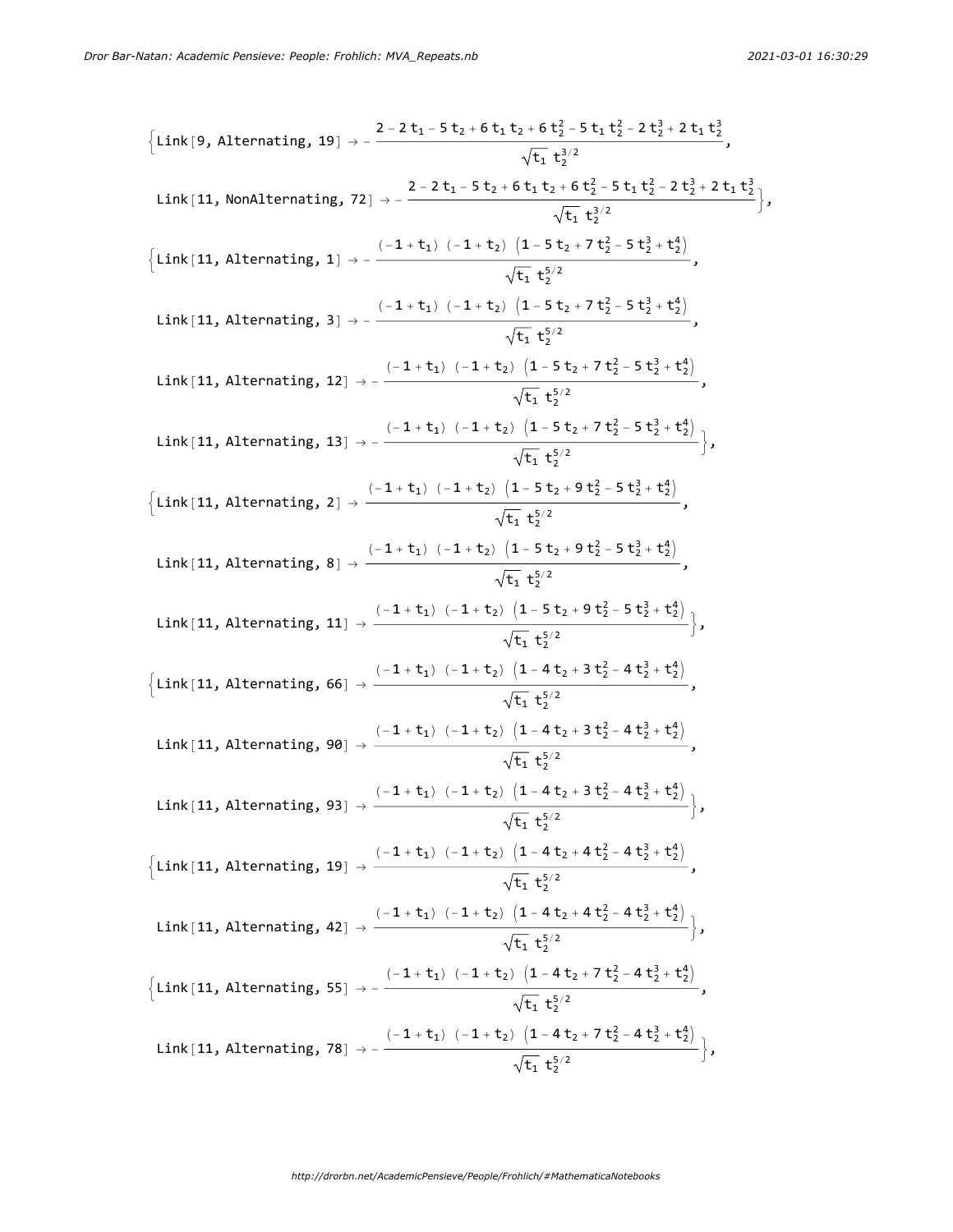$$\Big\{\text{Link}[9, \text{Alternating}, 19] \to -\frac{2 - 2 t_1 - 5 t_2 + 6 t_1 t_2 + 6 t_2^2 - 5 t_1 t_2^2 - 2 t_2^3 + 2 t_1 t_2^3}{\sqrt{t_1}\, t_2^{3/2}},$$

$$\text{Link}[11, \text{NonAlternating}, 72] \to -\frac{2 - 2 t_1 - 5 t_2 + 6 t_1 t_2 + 6 t_2^2 - 5 t_1 t_2^2 - 2 t_2^3 + 2 t_1 t_2^3}{\sqrt{t_1}\, t_2^{3/2}}\Big\},$$

$$\Big\{\text{Link}[11, \text{Alternating}, 1] \to -\frac{(-1 + t_1)\,(-1 + t_2)\,\left(1 - 5 t_2 + 7 t_2^2 - 5 t_2^3 + t_2^4\right)}{\sqrt{t_1}\, t_2^{5/2}},$$

$$\text{Link}[11, \text{Alternating}, 3] \to -\frac{(-1 + t_1)\,(-1 + t_2)\,\left(1 - 5 t_2 + 7 t_2^2 - 5 t_2^3 + t_2^4\right)}{\sqrt{t_1}\, t_2^{5/2}},$$

$$\text{Link}[11, \text{Alternating}, 12] \to -\frac{(-1 + t_1)\,(-1 + t_2)\,\left(1 - 5 t_2 + 7 t_2^2 - 5 t_2^3 + t_2^4\right)}{\sqrt{t_1}\, t_2^{5/2}},$$

$$\text{Link}[11, \text{Alternating}, 13] \to -\frac{(-1 + t_1)\,(-1 + t_2)\,\left(1 - 5 t_2 + 7 t_2^2 - 5 t_2^3 + t_2^4\right)}{\sqrt{t_1}\, t_2^{5/2}}\Big\},$$

$$\Big\{\text{Link}[11, \text{Alternating}, 2] \to \frac{(-1 + t_1)\,(-1 + t_2)\,\left(1 - 5 t_2 + 9 t_2^2 - 5 t_2^3 + t_2^4\right)}{\sqrt{t_1}\, t_2^{5/2}},$$

$$\text{Link}[11, \text{Alternating}, 8] \to \frac{(-1 + t_1)\,(-1 + t_2)\,\left(1 - 5 t_2 + 9 t_2^2 - 5 t_2^3 + t_2^4\right)}{\sqrt{t_1}\, t_2^{5/2}},$$

$$\text{Link}[11, \text{Alternating}, 11] \to \frac{(-1 + t_1)\,(-1 + t_2)\,\left(1 - 5 t_2 + 9 t_2^2 - 5 t_2^3 + t_2^4\right)}{\sqrt{t_1}\, t_2^{5/2}}\Big\},$$

$$\Big\{\text{Link}[11, \text{Alternating}, 66] \to \frac{(-1 + t_1)\,(-1 + t_2)\,\left(1 - 4 t_2 + 3 t_2^2 - 4 t_2^3 + t_2^4\right)}{\sqrt{t_1}\, t_2^{5/2}},$$

$$\text{Link}[11, \text{Alternating}, 90] \to \frac{(-1 + t_1)\,(-1 + t_2)\,\left(1 - 4 t_2 + 3 t_2^2 - 4 t_2^3 + t_2^4\right)}{\sqrt{t_1}\, t_2^{5/2}},$$

$$\text{Link}[11, \text{Alternating}, 93] \to \frac{(-1 + t_1)\,(-1 + t_2)\,\left(1 - 4 t_2 + 3 t_2^2 - 4 t_2^3 + t_2^4\right)}{\sqrt{t_1}\, t_2^{5/2}}\Big\},$$

$$\Big\{\text{Link}[11, \text{Alternating}, 19] \to \frac{(-1 + t_1)\,(-1 + t_2)\,\left(1 - 4 t_2 + 4 t_2^2 - 4 t_2^3 + t_2^4\right)}{\sqrt{t_1}\, t_2^{5/2}},$$

$$\text{Link}[11, \text{Alternating}, 42] \to \frac{(-1 + t_1)\,(-1 + t_2)\,\left(1 - 4 t_2 + 4 t_2^2 - 4 t_2^3 + t_2^4\right)}{\sqrt{t_1}\, t_2^{5/2}}\Big\},$$

$$\Big\{\text{Link}[11, \text{Alternating}, 55] \to -\frac{(-1 + t_1)\,(-1 + t_2)\,\left(1 - 4 t_2 + 7 t_2^2 - 4 t_2^3 + t_2^4\right)}{\sqrt{t_1}\, t_2^{5/2}},$$

$$\text{Link}[11, \text{Alternating}, 78] \to -\frac{(-1 + t_1)\,(-1 + t_2)\,\left(1 - 4 t_2 + 7 t_2^2 - 4 t_2^3 + t_2^4\right)}{\sqrt{t_1}\, t_2^{5/2}}\Big\},$$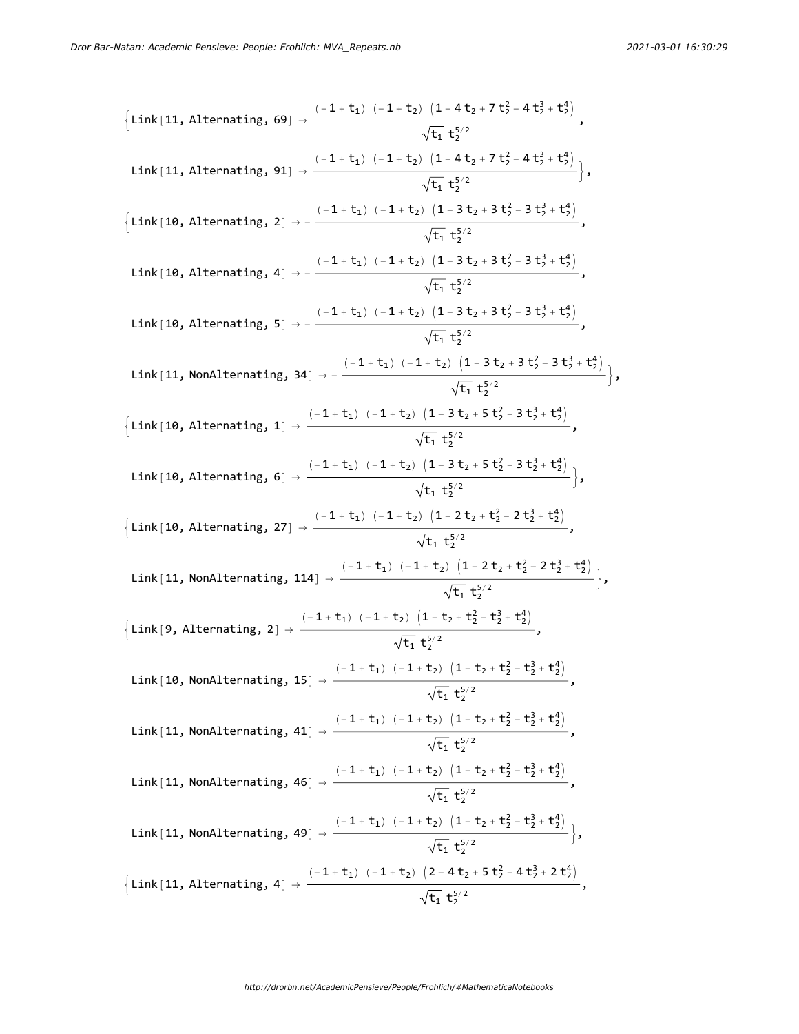$$\Big\{\text{Link[11, Alternating, 69]} \to \frac{(-1+t_1)\,(-1+t_2)\,\left(1-4\,t_2+7\,t_2^2-4\,t_2^3+t_2^4\right)}{\sqrt{t_1}\,t_2^{5/2}},$$

$$\text{Link[11, Alternating, 91]} \to \frac{(-1+t_1)\,(-1+t_2)\,\left(1-4\,t_2+7\,t_2^2-4\,t_2^3+t_2^4\right)}{\sqrt{t_1}\,t_2^{5/2}}\Big\},$$

$$\Big\{\text{Link[10, Alternating, 2]} \to -\frac{(-1+t_1)\,(-1+t_2)\,\left(1-3\,t_2+3\,t_2^2-3\,t_2^3+t_2^4\right)}{\sqrt{t_1}\,t_2^{5/2}},$$

$$\text{Link[10, Alternating, 4]} \to -\frac{(-1+t_1)\,(-1+t_2)\,\left(1-3\,t_2+3\,t_2^2-3\,t_2^3+t_2^4\right)}{\sqrt{t_1}\,t_2^{5/2}},$$

$$\text{Link[10, Alternating, 5]} \to -\frac{(-1+t_1)\,(-1+t_2)\,\left(1-3\,t_2+3\,t_2^2-3\,t_2^3+t_2^4\right)}{\sqrt{t_1}\,t_2^{5/2}},$$

$$\text{Link[11, NonAlternating, 34]} \to -\frac{(-1+t_1)\,(-1+t_2)\,\left(1-3\,t_2+3\,t_2^2-3\,t_2^3+t_2^4\right)}{\sqrt{t_1}\,t_2^{5/2}}\Big\},$$

$$\Big\{\text{Link[10, Alternating, 1]} \to \frac{(-1+t_1)\,(-1+t_2)\,\left(1-3\,t_2+5\,t_2^2-3\,t_2^3+t_2^4\right)}{\sqrt{t_1}\,t_2^{5/2}},$$

$$\text{Link[10, Alternating, 6]} \to \frac{(-1+t_1)\,(-1+t_2)\,\left(1-3\,t_2+5\,t_2^2-3\,t_2^3+t_2^4\right)}{\sqrt{t_1}\,t_2^{5/2}}\Big\},$$

$$\Big\{\text{Link[10, Alternating, 27]} \to \frac{(-1+t_1)\,(-1+t_2)\,\left(1-2\,t_2+t_2^2-2\,t_2^3+t_2^4\right)}{\sqrt{t_1}\,t_2^{5/2}},$$

$$\text{Link[11, NonAlternating, 114]} \to \frac{(-1+t_1)\,(-1+t_2)\,\left(1-2\,t_2+t_2^2-2\,t_2^3+t_2^4\right)}{\sqrt{t_1}\,t_2^{5/2}}\Big\},$$

$$\Big\{\text{Link[9, Alternating, 2]} \to \frac{(-1+t_1)\,(-1+t_2)\,\left(1-t_2+t_2^2-t_2^3+t_2^4\right)}{\sqrt{t_1}\,t_2^{5/2}},$$

$$\text{Link[10, NonAlternating, 15]} \to \frac{(-1+t_1)\,(-1+t_2)\,\left(1-t_2+t_2^2-t_2^3+t_2^4\right)}{\sqrt{t_1}\,t_2^{5/2}},$$

$$\text{Link[11, NonAlternating, 41]} \to \frac{(-1+t_1)\,(-1+t_2)\,\left(1-t_2+t_2^2-t_2^3+t_2^4\right)}{\sqrt{t_1}\,t_2^{5/2}},$$

$$\text{Link[11, NonAlternating, 46]} \to \frac{(-1+t_1)\,(-1+t_2)\,\left(1-t_2+t_2^2-t_2^3+t_2^4\right)}{\sqrt{t_1}\,t_2^{5/2}},$$

$$\text{Link[11, NonAlternating, 49]} \to \frac{(-1+t_1)\,(-1+t_2)\,\left(1-t_2+t_2^2-t_2^3+t_2^4\right)}{\sqrt{t_1}\,t_2^{5/2}}\Big\},$$

$$\Big\{\text{Link[11, Alternating, 4]} \to \frac{(-1+t_1)\,(-1+t_2)\,\left(2-4\,t_2+5\,t_2^2-4\,t_2^3+2\,t_2^4\right)}{\sqrt{t_1}\,t_2^{5/2}},$$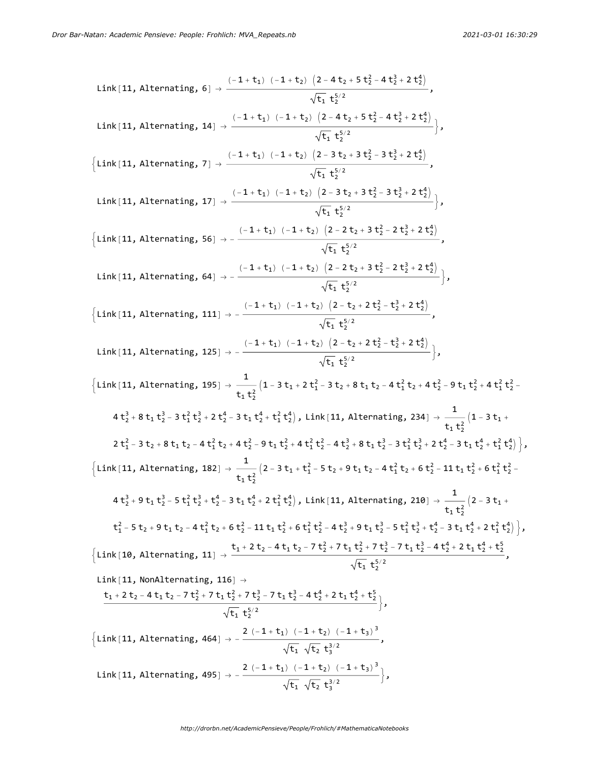$$\text{Link}[11, \text{Alternating}, 6] \to \frac{(-1+t_1)\,(-1+t_2)\,\left(2-4\,t_2+5\,t_2^2-4\,t_2^3+2\,t_2^4\right)}{\sqrt{t_1}\,t_2^{5/2}},$$

$$\text{Link}[11, \text{Alternating}, 14] \to \frac{(-1+t_1)\,(-1+t_2)\,\left(2-4\,t_2+5\,t_2^2-4\,t_2^3+2\,t_2^4\right)}{\sqrt{t_1}\,t_2^{5/2}}\Big\},$$

$$\Big\{\text{Link}[11, \text{Alternating}, 7] \to \frac{(-1+t_1)\,(-1+t_2)\,\left(2-3\,t_2+3\,t_2^2-3\,t_2^3+2\,t_2^4\right)}{\sqrt{t_1}\,t_2^{5/2}},$$

$$\text{Link}[11, \text{Alternating}, 17] \to \frac{(-1+t_1)\,(-1+t_2)\,\left(2-3\,t_2+3\,t_2^2-3\,t_2^3+2\,t_2^4\right)}{\sqrt{t_1}\,t_2^{5/2}}\Big\},$$

$$\Big\{\text{Link}[11, \text{Alternating}, 56] \to -\frac{(-1+t_1)\,(-1+t_2)\,\left(2-2\,t_2+3\,t_2^2-2\,t_2^3+2\,t_2^4\right)}{\sqrt{t_1}\,t_2^{5/2}},$$

$$\text{Link}[11, \text{Alternating}, 64] \to -\frac{(-1+t_1)\,(-1+t_2)\,\left(2-2\,t_2+3\,t_2^2-2\,t_2^3+2\,t_2^4\right)}{\sqrt{t_1}\,t_2^{5/2}}\Big\},$$

$$\Big\{\text{Link}[11, \text{Alternating}, 111] \to -\frac{(-1+t_1)\,(-1+t_2)\,\left(2-t_2+2\,t_2^2-t_2^3+2\,t_2^4\right)}{\sqrt{t_1}\,t_2^{5/2}},$$

$$\text{Link}[11, \text{Alternating}, 125] \to -\frac{(-1+t_1)\,(-1+t_2)\,\left(2-t_2+2\,t_2^2-t_2^3+2\,t_2^4\right)}{\sqrt{t_1}\,t_2^{5/2}}\Big\},$$

$$\Big\{\text{Link}[11, \text{Alternating}, 195] \to \frac{1}{t_1\,t_2^2}\left(1-3\,t_1+2\,t_1^2-3\,t_2+8\,t_1\,t_2-4\,t_1^2\,t_2+4\,t_2^2-9\,t_1\,t_2^2+4\,t_1^2\,t_2^2-4\,t_2^3+8\,t_1\,t_2^3-3\,t_1^2\,t_2^3+2\,t_2^4-3\,t_1\,t_2^4+t_1^2\,t_2^4\right),\ \text{Link}[11, \text{Alternating}, 234] \to \frac{1}{t_1\,t_2^2}\left(1-3\,t_1+2\,t_1^2-3\,t_2+8\,t_1\,t_2-4\,t_1^2\,t_2+4\,t_2^2-9\,t_1\,t_2^2+4\,t_1^2\,t_2^2-4\,t_2^3+8\,t_1\,t_2^3-3\,t_1^2\,t_2^3+2\,t_2^4-3\,t_1\,t_2^4+t_1^2\,t_2^4\right)\Big\},$$

$$\Big\{\text{Link}[11, \text{Alternating}, 182] \to \frac{1}{t_1\,t_2^2}\left(2-3\,t_1+t_1^2-5\,t_2+9\,t_1\,t_2-4\,t_1^2\,t_2+6\,t_2^2-11\,t_1\,t_2^2+6\,t_1^2\,t_2^2-4\,t_2^3+9\,t_1\,t_2^3-5\,t_1^2\,t_2^3+t_2^4-3\,t_1\,t_2^4+2\,t_1^2\,t_2^4\right),\ \text{Link}[11, \text{Alternating}, 210] \to \frac{1}{t_1\,t_2^2}\left(2-3\,t_1+t_1^2-5\,t_2+9\,t_1\,t_2-4\,t_1^2\,t_2+6\,t_2^2-11\,t_1\,t_2^2+6\,t_1^2\,t_2^2-4\,t_2^3+9\,t_1\,t_2^3-5\,t_1^2\,t_2^3+t_2^4-3\,t_1\,t_2^4+2\,t_1^2\,t_2^4\right)\Big\},$$

$$\Big\{\text{Link}[10, \text{Alternating}, 11] \to \frac{t_1+2\,t_2-4\,t_1\,t_2-7\,t_2^2+7\,t_1\,t_2^2+7\,t_2^3-7\,t_1\,t_2^3-4\,t_2^4+2\,t_1\,t_2^4+t_2^5}{\sqrt{t_1}\,t_2^{5/2}},$$

$$\text{Link}[11, \text{NonAlternating}, 116] \to \frac{t_1+2\,t_2-4\,t_1\,t_2-7\,t_2^2+7\,t_1\,t_2^2+7\,t_2^3-7\,t_1\,t_2^3-4\,t_2^4+2\,t_1\,t_2^4+t_2^5}{\sqrt{t_1}\,t_2^{5/2}}\Big\},$$

$$\Big\{\text{Link}[11, \text{Alternating}, 464] \to -\frac{2\,(-1+t_1)\,(-1+t_2)\,(-1+t_3)^3}{\sqrt{t_1}\,\sqrt{t_2}\,t_3^{3/2}},$$

$$\text{Link}[11, \text{Alternating}, 495] \to -\frac{2\,(-1+t_1)\,(-1+t_2)\,(-1+t_3)^3}{\sqrt{t_1}\,\sqrt{t_2}\,t_3^{3/2}}\Big\},$$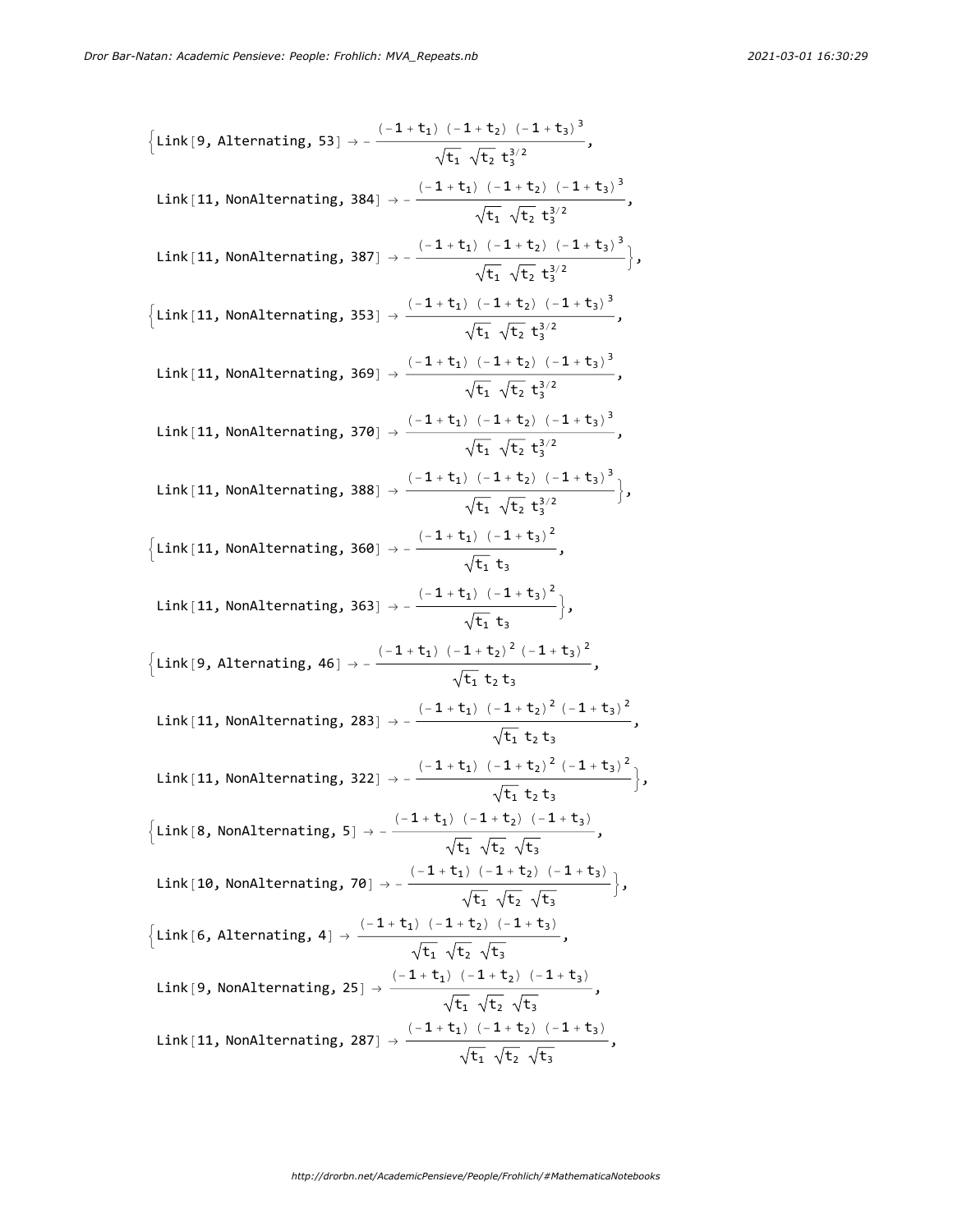$$\Big\{\text{Link}[9, \text{Alternating}, 53] \to -\frac{(-1+t_1)\ (-1+t_2)\ (-1+t_3)^3}{\sqrt{t_1}\ \sqrt{t_2}\ t_3^{3/2}},$$

$$\text{Link}[11, \text{NonAlternating}, 384] \to -\frac{(-1+t_1)\ (-1+t_2)\ (-1+t_3)^3}{\sqrt{t_1}\ \sqrt{t_2}\ t_3^{3/2}},$$

$$\text{Link}[11, \text{NonAlternating}, 387] \to -\frac{(-1+t_1)\ (-1+t_2)\ (-1+t_3)^3}{\sqrt{t_1}\ \sqrt{t_2}\ t_3^{3/2}}\Big\},$$

$$\Big\{\text{Link}[11, \text{NonAlternating}, 353] \to \frac{(-1+t_1)\ (-1+t_2)\ (-1+t_3)^3}{\sqrt{t_1}\ \sqrt{t_2}\ t_3^{3/2}},$$

$$\text{Link}[11, \text{NonAlternating}, 369] \to \frac{(-1+t_1)\ (-1+t_2)\ (-1+t_3)^3}{\sqrt{t_1}\ \sqrt{t_2}\ t_3^{3/2}},$$

$$\text{Link}[11, \text{NonAlternating}, 370] \to \frac{(-1+t_1)\ (-1+t_2)\ (-1+t_3)^3}{\sqrt{t_1}\ \sqrt{t_2}\ t_3^{3/2}},$$

$$\text{Link}[11, \text{NonAlternating}, 388] \to \frac{(-1+t_1)\ (-1+t_2)\ (-1+t_3)^3}{\sqrt{t_1}\ \sqrt{t_2}\ t_3^{3/2}}\Big\},$$

$$\Big\{\text{Link}[11, \text{NonAlternating}, 360] \to -\frac{(-1+t_1)\ (-1+t_3)^2}{\sqrt{t_1}\ t_3},$$

$$\text{Link}[11, \text{NonAlternating}, 363] \to -\frac{(-1+t_1)\ (-1+t_3)^2}{\sqrt{t_1}\ t_3}\Big\},$$

$$\Big\{\text{Link}[9, \text{Alternating}, 46] \to -\frac{(-1+t_1)\ (-1+t_2)^2\ (-1+t_3)^2}{\sqrt{t_1}\ t_2\ t_3},$$

$$\text{Link}[11, \text{NonAlternating}, 283] \to -\frac{(-1+t_1)\ (-1+t_2)^2\ (-1+t_3)^2}{\sqrt{t_1}\ t_2\ t_3},$$

$$\text{Link}[11, \text{NonAlternating}, 322] \to -\frac{(-1+t_1)\ (-1+t_2)^2\ (-1+t_3)^2}{\sqrt{t_1}\ t_2\ t_3}\Big\},$$

$$\Big\{\text{Link}[8, \text{NonAlternating}, 5] \to -\frac{(-1+t_1)\ (-1+t_2)\ (-1+t_3)}{\sqrt{t_1}\ \sqrt{t_2}\ \sqrt{t_3}},$$

$$\text{Link}[10, \text{NonAlternating}, 70] \to -\frac{(-1+t_1)\ (-1+t_2)\ (-1+t_3)}{\sqrt{t_1}\ \sqrt{t_2}\ \sqrt{t_3}}\Big\},$$

$$\Big\{\text{Link}[6, \text{Alternating}, 4] \to \frac{(-1+t_1)\ (-1+t_2)\ (-1+t_3)}{\sqrt{t_1}\ \sqrt{t_2}\ \sqrt{t_3}},$$

$$\text{Link}[9, \text{NonAlternating}, 25] \to \frac{(-1+t_1)\ (-1+t_2)\ (-1+t_3)}{\sqrt{t_1}\ \sqrt{t_2}\ \sqrt{t_3}},$$

$$\text{Link}[11, \text{NonAlternating}, 287] \to \frac{(-1+t_1)\ (-1+t_2)\ (-1+t_3)}{\sqrt{t_1}\ \sqrt{t_2}\ \sqrt{t_3}},$$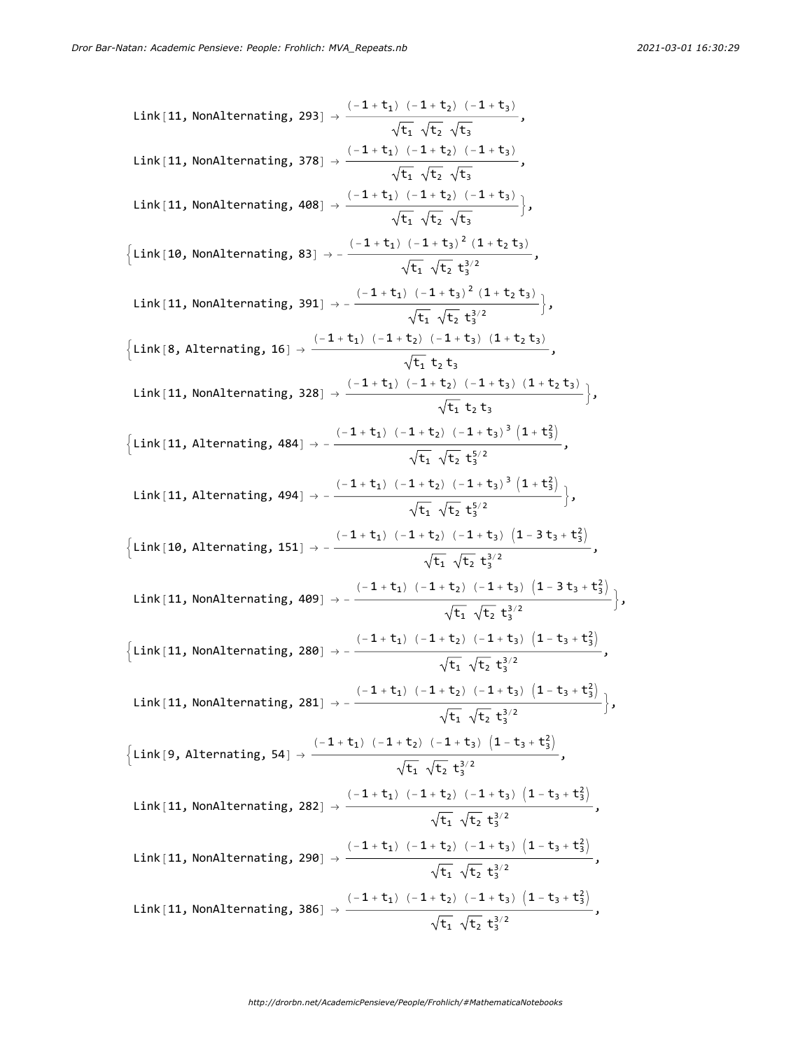Link[11, NonAlternating, 293] → $\frac{(-1+t_1)\ (-1+t_2)\ (-1+t_3)}{\sqrt{t_1}\ \sqrt{t_2}\ \sqrt{t_3}}$,

Link[11, NonAlternating, 378] → $\frac{(-1+t_1)\ (-1+t_2)\ (-1+t_3)}{\sqrt{t_1}\ \sqrt{t_2}\ \sqrt{t_3}}$,

Link[11, NonAlternating, 408] → $\frac{(-1+t_1)\ (-1+t_2)\ (-1+t_3)}{\sqrt{t_1}\ \sqrt{t_2}\ \sqrt{t_3}}$},

{Link[10, NonAlternating, 83] → $-\frac{(-1+t_1)\ (-1+t_3)^2\ (1+t_2\ t_3)}{\sqrt{t_1}\ \sqrt{t_2}\ t_3^{3/2}}$,

Link[11, NonAlternating, 391] → $-\frac{(-1+t_1)\ (-1+t_3)^2\ (1+t_2\ t_3)}{\sqrt{t_1}\ \sqrt{t_2}\ t_3^{3/2}}$},

{Link[8, Alternating, 16] → $\frac{(-1+t_1)\ (-1+t_2)\ (-1+t_3)\ (1+t_2\ t_3)}{\sqrt{t_1}\ t_2\ t_3}$,

Link[11, NonAlternating, 328] → $\frac{(-1+t_1)\ (-1+t_2)\ (-1+t_3)\ (1+t_2\ t_3)}{\sqrt{t_1}\ t_2\ t_3}$},

{Link[11, Alternating, 484] → $-\frac{(-1+t_1)\ (-1+t_2)\ (-1+t_3)^3\ \left(1+t_3^2\right)}{\sqrt{t_1}\ \sqrt{t_2}\ t_3^{5/2}}$,

Link[11, Alternating, 494] → $-\frac{(-1+t_1)\ (-1+t_2)\ (-1+t_3)^3\ \left(1+t_3^2\right)}{\sqrt{t_1}\ \sqrt{t_2}\ t_3^{5/2}}$},

{Link[10, Alternating, 151] → $-\frac{(-1+t_1)\ (-1+t_2)\ (-1+t_3)\ \left(1-3\ t_3+t_3^2\right)}{\sqrt{t_1}\ \sqrt{t_2}\ t_3^{3/2}}$,

Link[11, NonAlternating, 409] → $-\frac{(-1+t_1)\ (-1+t_2)\ (-1+t_3)\ \left(1-3\ t_3+t_3^2\right)}{\sqrt{t_1}\ \sqrt{t_2}\ t_3^{3/2}}$},

{Link[11, NonAlternating, 280] → $-\frac{(-1+t_1)\ (-1+t_2)\ (-1+t_3)\ \left(1-t_3+t_3^2\right)}{\sqrt{t_1}\ \sqrt{t_2}\ t_3^{3/2}}$,

Link[11, NonAlternating, 281] → $-\frac{(-1+t_1)\ (-1+t_2)\ (-1+t_3)\ \left(1-t_3+t_3^2\right)}{\sqrt{t_1}\ \sqrt{t_2}\ t_3^{3/2}}$},

{Link[9, Alternating, 54] → $\frac{(-1+t_1)\ (-1+t_2)\ (-1+t_3)\ \left(1-t_3+t_3^2\right)}{\sqrt{t_1}\ \sqrt{t_2}\ t_3^{3/2}}$,

Link[11, NonAlternating, 282] → $\frac{(-1+t_1)\ (-1+t_2)\ (-1+t_3)\ \left(1-t_3+t_3^2\right)}{\sqrt{t_1}\ \sqrt{t_2}\ t_3^{3/2}}$,

Link[11, NonAlternating, 290] → $\frac{(-1+t_1)\ (-1+t_2)\ (-1+t_3)\ \left(1-t_3+t_3^2\right)}{\sqrt{t_1}\ \sqrt{t_2}\ t_3^{3/2}}$,

Link[11, NonAlternating, 386] → $\frac{(-1+t_1)\ (-1+t_2)\ (-1+t_3)\ \left(1-t_3+t_3^2\right)}{\sqrt{t_1}\ \sqrt{t_2}\ t_3^{3/2}}$,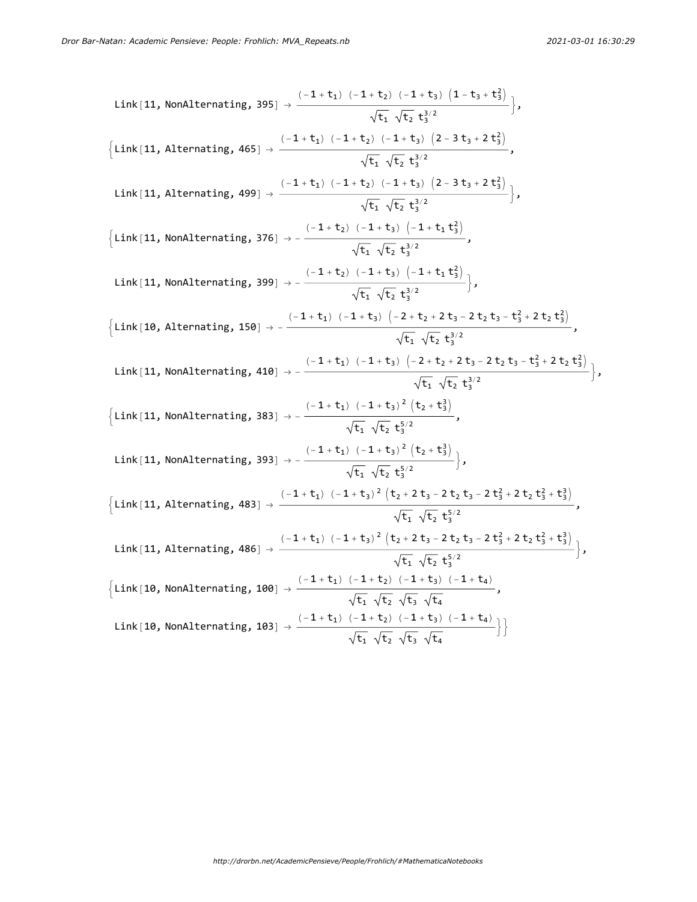$$\text{Link}[11, \text{NonAlternating}, 395] \to \frac{(-1+t_1)\,(-1+t_2)\,(-1+t_3)\,\left(1-t_3+t_3^2\right)}{\sqrt{t_1}\,\sqrt{t_2}\,t_3^{3/2}}\Big\},$$

$$\Big\{\text{Link}[11, \text{Alternating}, 465] \to \frac{(-1+t_1)\,(-1+t_2)\,(-1+t_3)\,\left(2-3\,t_3+2\,t_3^2\right)}{\sqrt{t_1}\,\sqrt{t_2}\,t_3^{3/2}},$$

$$\text{Link}[11, \text{Alternating}, 499] \to \frac{(-1+t_1)\,(-1+t_2)\,(-1+t_3)\,\left(2-3\,t_3+2\,t_3^2\right)}{\sqrt{t_1}\,\sqrt{t_2}\,t_3^{3/2}}\Big\},$$

$$\Big\{\text{Link}[11, \text{NonAlternating}, 376] \to -\frac{(-1+t_2)\,(-1+t_3)\,\left(-1+t_1\,t_3^2\right)}{\sqrt{t_1}\,\sqrt{t_2}\,t_3^{3/2}},$$

$$\text{Link}[11, \text{NonAlternating}, 399] \to -\frac{(-1+t_2)\,(-1+t_3)\,\left(-1+t_1\,t_3^2\right)}{\sqrt{t_1}\,\sqrt{t_2}\,t_3^{3/2}}\Big\},$$

$$\Big\{\text{Link}[10, \text{Alternating}, 150] \to -\frac{(-1+t_1)\,(-1+t_3)\,\left(-2+t_2+2\,t_3-2\,t_2\,t_3-t_3^2+2\,t_2\,t_3^2\right)}{\sqrt{t_1}\,\sqrt{t_2}\,t_3^{3/2}},$$

$$\text{Link}[11, \text{NonAlternating}, 410] \to -\frac{(-1+t_1)\,(-1+t_3)\,\left(-2+t_2+2\,t_3-2\,t_2\,t_3-t_3^2+2\,t_2\,t_3^2\right)}{\sqrt{t_1}\,\sqrt{t_2}\,t_3^{3/2}}\Big\},$$

$$\Big\{\text{Link}[11, \text{NonAlternating}, 383] \to -\frac{(-1+t_1)\,(-1+t_3)^2\,\left(t_2+t_3^3\right)}{\sqrt{t_1}\,\sqrt{t_2}\,t_3^{5/2}},$$

$$\text{Link}[11, \text{NonAlternating}, 393] \to -\frac{(-1+t_1)\,(-1+t_3)^2\,\left(t_2+t_3^3\right)}{\sqrt{t_1}\,\sqrt{t_2}\,t_3^{5/2}}\Big\},$$

$$\Big\{\text{Link}[11, \text{Alternating}, 483] \to \frac{(-1+t_1)\,(-1+t_3)^2\,\left(t_2+2\,t_3-2\,t_2\,t_3-2\,t_3^2+2\,t_2\,t_3^2+t_3^3\right)}{\sqrt{t_1}\,\sqrt{t_2}\,t_3^{5/2}},$$

$$\text{Link}[11, \text{Alternating}, 486] \to \frac{(-1+t_1)\,(-1+t_3)^2\,\left(t_2+2\,t_3-2\,t_2\,t_3-2\,t_3^2+2\,t_2\,t_3^2+t_3^3\right)}{\sqrt{t_1}\,\sqrt{t_2}\,t_3^{5/2}}\Big\},$$

$$\Big\{\text{Link}[10, \text{NonAlternating}, 100] \to \frac{(-1+t_1)\,(-1+t_2)\,(-1+t_3)\,(-1+t_4)}{\sqrt{t_1}\,\sqrt{t_2}\,\sqrt{t_3}\,\sqrt{t_4}},$$

$$\text{Link}[10, \text{NonAlternating}, 103] \to \frac{(-1+t_1)\,(-1+t_2)\,(-1+t_3)\,(-1+t_4)}{\sqrt{t_1}\,\sqrt{t_2}\,\sqrt{t_3}\,\sqrt{t_4}}\Big\}\Big\}$$